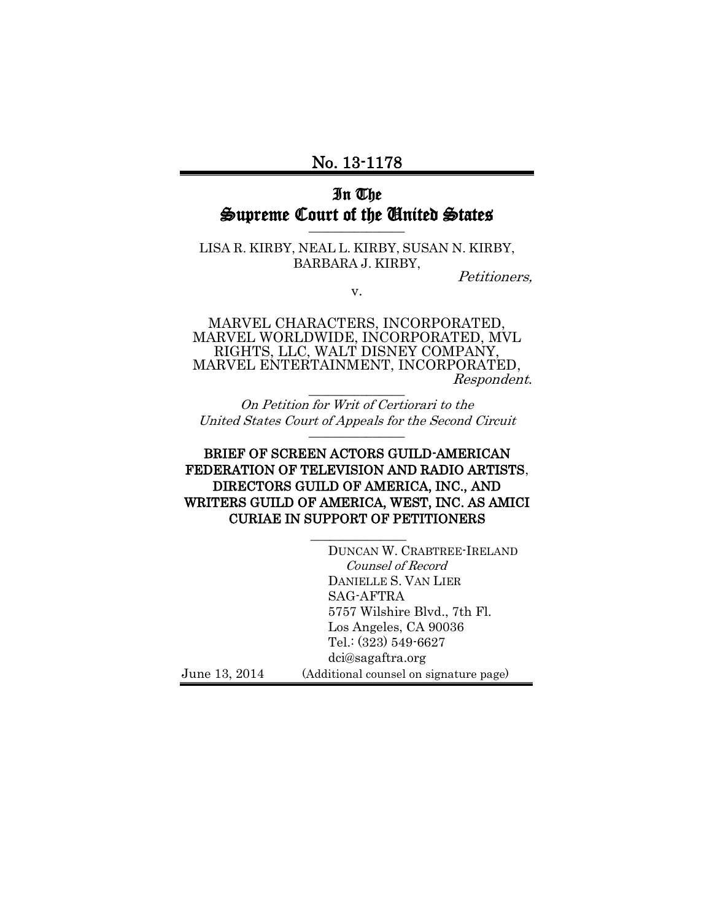No. 13-1178

# In The Supreme Court of the United States

LISA R. KIRBY, NEAL L. KIRBY, SUSAN N. KIRBY, BARBARA J. KIRBY,

*Petitioners,*

v.

MARVEL CHARACTERS, INCORPORATED, MARVEL WORLDWIDE, INCORPORATED, MVL RIGHTS, LLC, WALT DISNEY COMPANY, MARVEL ENTERTAINMENT, INCORPORATED,

*Respondent.*

*On Petition for Writ of Certiorari to the United States Court of Appeals for the Second Circuit*

**BRIEF OF SCREEN ACTORS GUILD-AMERICAN FEDERATION OF TELEVISION AND RADIO ARTISTS, DIRECTORS GUILD OF AMERICA, INC., AND WRITERS GUILD OF AMERICA, WEST, INC. AS AMICI CURIAE IN SUPPORT OF PETITIONERS**

DUNCAN W. CRABTREE-IRELAND
*Counsel of Record*
DANIELLE S. VAN LIER
SAG-AFTRA
5757 Wilshire Blvd., 7th Fl.
Los Angeles, CA 90036
Tel.: (323) 549-6627
dci@sagaftra.org

June 13, 2014 (Additional counsel on signature page)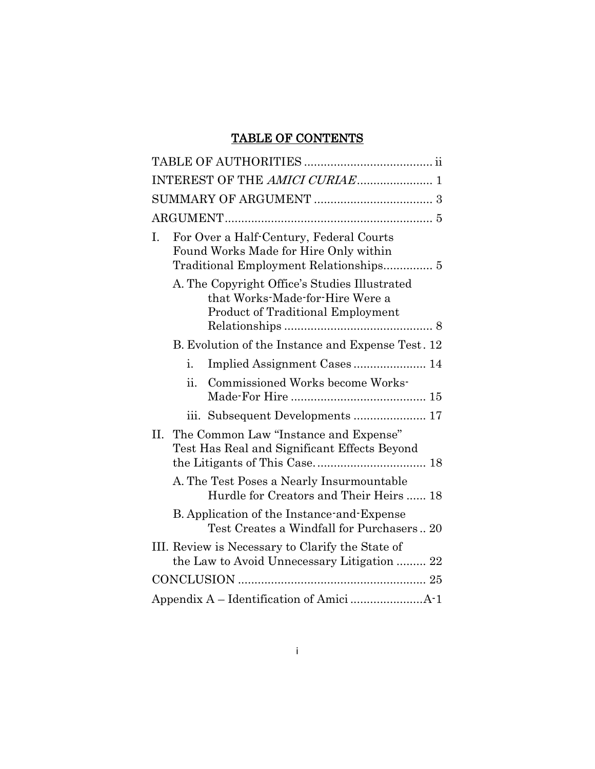# TABLE OF CONTENTS

TABLE OF AUTHORITIES ....................................... ii

INTEREST OF THE *AMICI CURIAE*....................... 1

SUMMARY OF ARGUMENT .................................... 3

ARGUMENT.............................................................. 5

I. For Over a Half-Century, Federal Courts Found Works Made for Hire Only within Traditional Employment Relationships............... 5

   A. The Copyright Office's Studies Illustrated that Works-Made-for-Hire Were a Product of Traditional Employment Relationships ............................................ 8

   B. Evolution of the Instance and Expense Test . 12

      i. Implied Assignment Cases ...................... 14

      ii. Commissioned Works become Works-Made-For Hire ......................................... 15

      iii. Subsequent Developments ...................... 17

II. The Common Law "Instance and Expense" Test Has Real and Significant Effects Beyond the Litigants of This Case................................. 18

   A. The Test Poses a Nearly Insurmountable Hurdle for Creators and Their Heirs ...... 18

   B. Application of the Instance-and-Expense Test Creates a Windfall for Purchasers .. 20

III. Review is Necessary to Clarify the State of the Law to Avoid Unnecessary Litigation ......... 22

CONCLUSION ......................................................... 25

Appendix A – Identification of Amici ......................A-1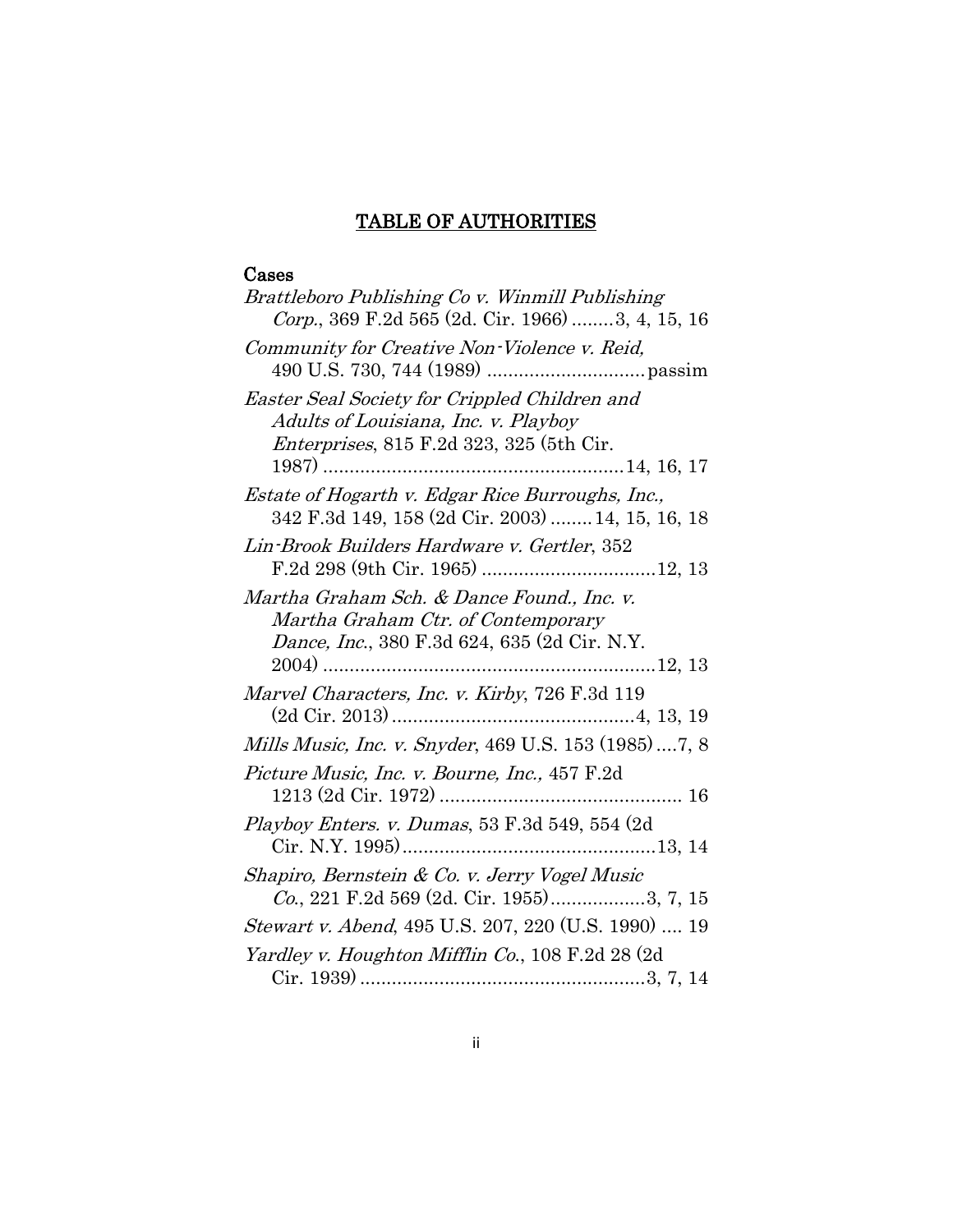# TABLE OF AUTHORITIES

## Cases

*Brattleboro Publishing Co v. Winmill Publishing Corp.*, 369 F.2d 565 (2d. Cir. 1966) ........3, 4, 15, 16

*Community for Creative Non-Violence v. Reid,* 490 U.S. 730, 744 (1989) ..............................passim

*Easter Seal Society for Crippled Children and Adults of Louisiana, Inc. v. Playboy Enterprises*, 815 F.2d 323, 325 (5th Cir. 1987) .........................................................14, 16, 17

*Estate of Hogarth v. Edgar Rice Burroughs, Inc.,* 342 F.3d 149, 158 (2d Cir. 2003) ........14, 15, 16, 18

*Lin-Brook Builders Hardware v. Gertler*, 352 F.2d 298 (9th Cir. 1965) ................................12, 13

*Martha Graham Sch. & Dance Found., Inc. v. Martha Graham Ctr. of Contemporary Dance, Inc.*, 380 F.3d 624, 635 (2d Cir. N.Y. 2004) ..............................................................12, 13

*Marvel Characters, Inc. v. Kirby*, 726 F.3d 119 (2d Cir. 2013) ..............................................4, 13, 19

*Mills Music, Inc. v. Snyder*, 469 U.S. 153 (1985) ....7, 8

*Picture Music, Inc. v. Bourne, Inc.,* 457 F.2d 1213 (2d Cir. 1972) .............................................. 16

*Playboy Enters. v. Dumas*, 53 F.3d 549, 554 (2d Cir. N.Y. 1995)................................................13, 14

*Shapiro, Bernstein & Co. v. Jerry Vogel Music Co.*, 221 F.2d 569 (2d. Cir. 1955)..................3, 7, 15

*Stewart v. Abend*, 495 U.S. 207, 220 (U.S. 1990) .... 19

*Yardley v. Houghton Mifflin Co.*, 108 F.2d 28 (2d Cir. 1939) ......................................................3, 7, 14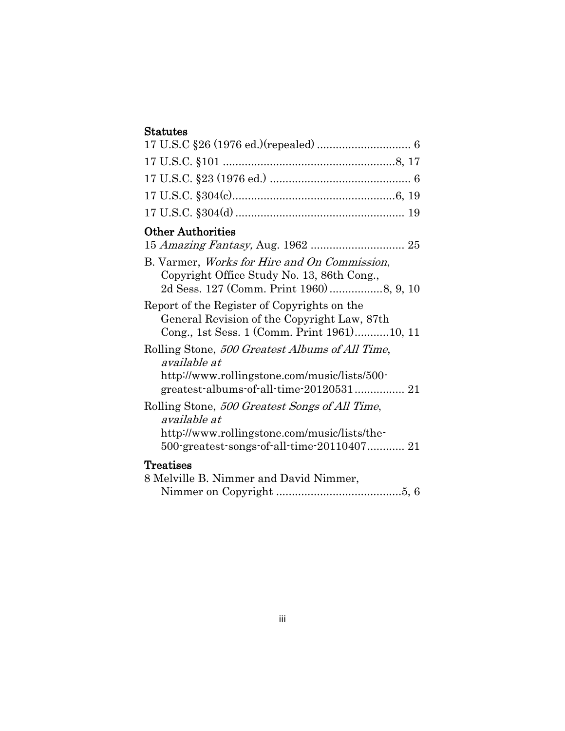### Statutes

17 U.S.C §26 (1976 ed.)(repealed) .............................. 6

17 U.S.C. §101 .......................................................8, 17

17 U.S.C. §23 (1976 ed.) ............................................. 6

17 U.S.C. §304(c)....................................................6, 19

17 U.S.C. §304(d) ...................................................... 19

### Other Authorities

15 *Amazing Fantasy,* Aug. 1962 .............................. 25

B. Varmer, *Works for Hire and On Commission*, Copyright Office Study No. 13, 86th Cong., 2d Sess. 127 (Comm. Print 1960).................8, 9, 10

Report of the Register of Copyrights on the General Revision of the Copyright Law, 87th Cong., 1st Sess. 1 (Comm. Print 1961)...........10, 11

Rolling Stone, *500 Greatest Albums of All Time*, *available at* http://www.rollingstone.com/music/lists/500-greatest-albums-of-all-time-20120531................ 21

Rolling Stone, *500 Greatest Songs of All Time*, *available at* http://www.rollingstone.com/music/lists/the-500-greatest-songs-of-all-time-20110407............ 21

### Treatises

8 Melville B. Nimmer and David Nimmer, Nimmer on Copyright ........................................5, 6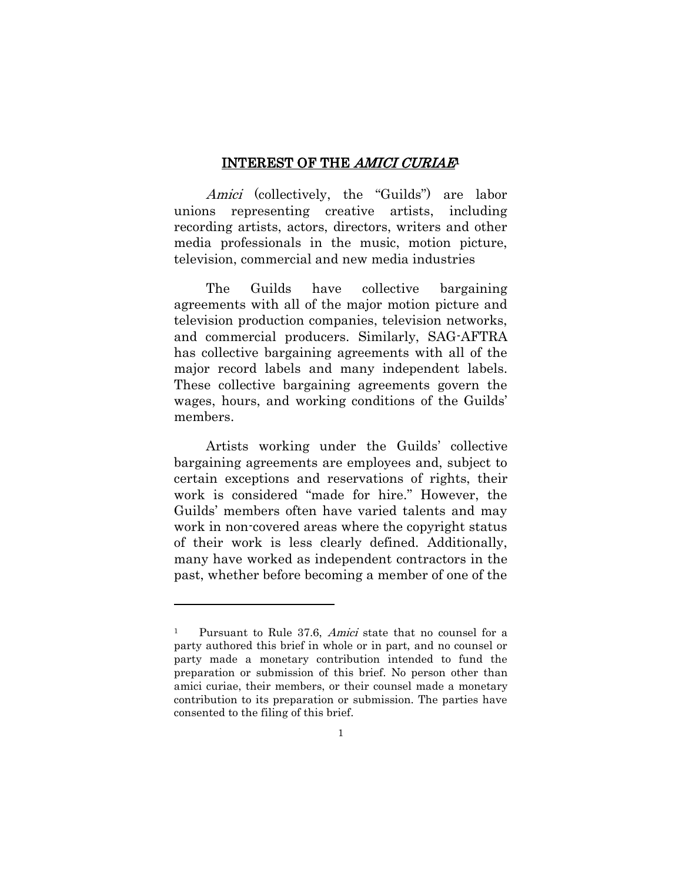## INTEREST OF THE *AMICI CURIAE*[1]

*Amici* (collectively, the "Guilds") are labor unions representing creative artists, including recording artists, actors, directors, writers and other media professionals in the music, motion picture, television, commercial and new media industries

The Guilds have collective bargaining agreements with all of the major motion picture and television production companies, television networks, and commercial producers. Similarly, SAG-AFTRA has collective bargaining agreements with all of the major record labels and many independent labels. These collective bargaining agreements govern the wages, hours, and working conditions of the Guilds' members.

Artists working under the Guilds' collective bargaining agreements are employees and, subject to certain exceptions and reservations of rights, their work is considered "made for hire." However, the Guilds' members often have varied talents and may work in non-covered areas where the copyright status of their work is less clearly defined. Additionally, many have worked as independent contractors in the past, whether before becoming a member of one of the

---

[1] Pursuant to Rule 37.6, *Amici* state that no counsel for a party authored this brief in whole or in part, and no counsel or party made a monetary contribution intended to fund the preparation or submission of this brief. No person other than amici curiae, their members, or their counsel made a monetary contribution to its preparation or submission. The parties have consented to the filing of this brief.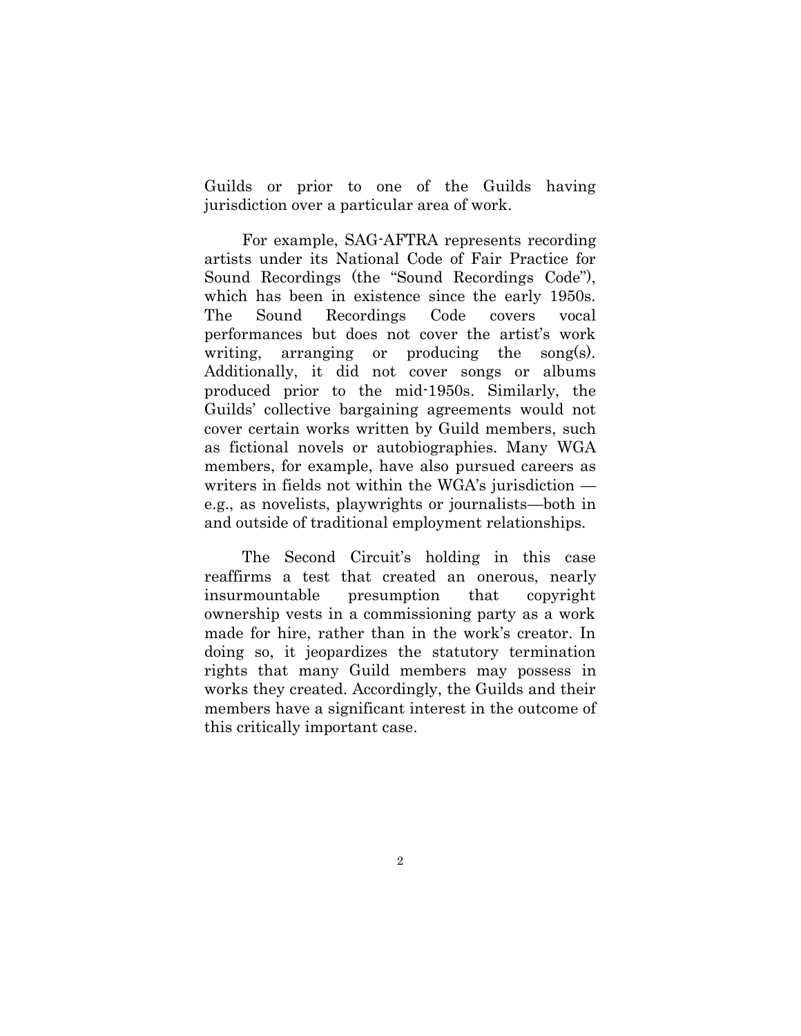Guilds or prior to one of the Guilds having jurisdiction over a particular area of work.

For example, SAG-AFTRA represents recording artists under its National Code of Fair Practice for Sound Recordings (the "Sound Recordings Code"), which has been in existence since the early 1950s. The Sound Recordings Code covers vocal performances but does not cover the artist's work writing, arranging or producing the song(s). Additionally, it did not cover songs or albums produced prior to the mid-1950s. Similarly, the Guilds' collective bargaining agreements would not cover certain works written by Guild members, such as fictional novels or autobiographies. Many WGA members, for example, have also pursued careers as writers in fields not within the WGA's jurisdiction — e.g., as novelists, playwrights or journalists—both in and outside of traditional employment relationships.

The Second Circuit's holding in this case reaffirms a test that created an onerous, nearly insurmountable presumption that copyright ownership vests in a commissioning party as a work made for hire, rather than in the work's creator. In doing so, it jeopardizes the statutory termination rights that many Guild members may possess in works they created. Accordingly, the Guilds and their members have a significant interest in the outcome of this critically important case.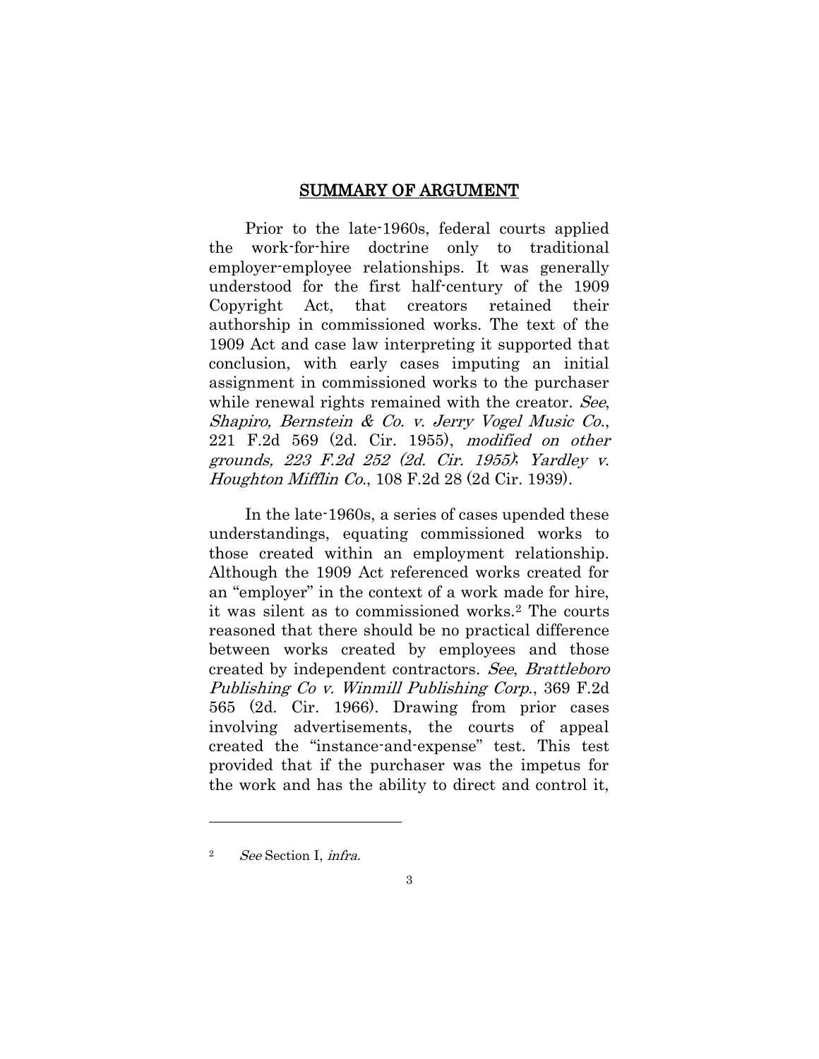## SUMMARY OF ARGUMENT

Prior to the late-1960s, federal courts applied the work-for-hire doctrine only to traditional employer-employee relationships. It was generally understood for the first half-century of the 1909 Copyright Act, that creators retained their authorship in commissioned works. The text of the 1909 Act and case law interpreting it supported that conclusion, with early cases imputing an initial assignment in commissioned works to the purchaser while renewal rights remained with the creator. *See*, *Shapiro, Bernstein & Co. v. Jerry Vogel Music Co.*, 221 F.2d 569 (2d. Cir. 1955), *modified on other grounds, 223 F.2d 252 (2d. Cir. 1955)*; *Yardley v. Houghton Mifflin Co.*, 108 F.2d 28 (2d Cir. 1939).

In the late-1960s, a series of cases upended these understandings, equating commissioned works to those created within an employment relationship. Although the 1909 Act referenced works created for an "employer" in the context of a work made for hire, it was silent as to commissioned works.[2] The courts reasoned that there should be no practical difference between works created by employees and those created by independent contractors. *See*, *Brattleboro Publishing Co v. Winmill Publishing Corp.*, 369 F.2d 565 (2d. Cir. 1966). Drawing from prior cases involving advertisements, the courts of appeal created the "instance-and-expense" test. This test provided that if the purchaser was the impetus for the work and has the ability to direct and control it,

[2] *See* Section I, *infra*.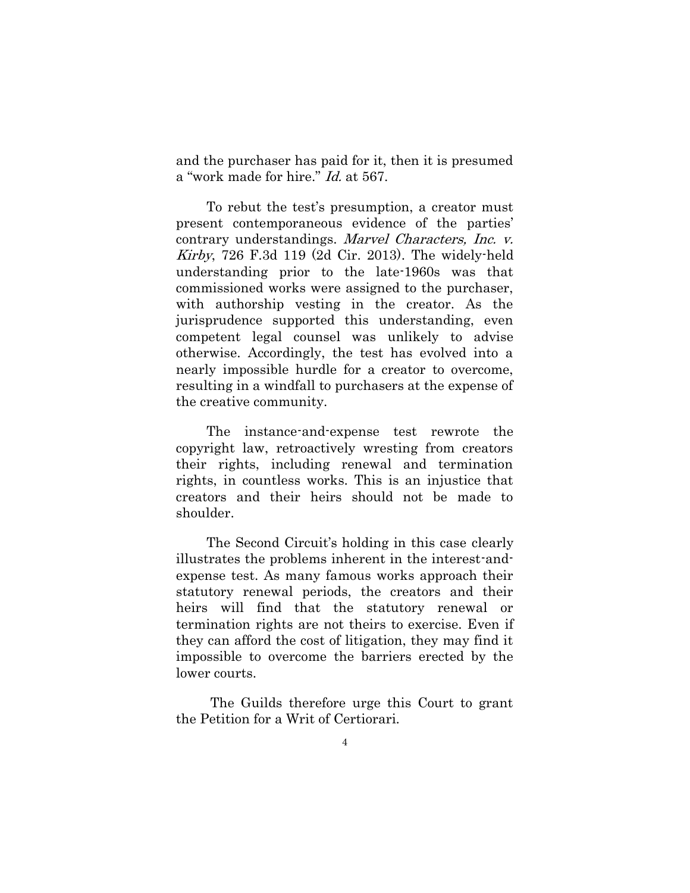and the purchaser has paid for it, then it is presumed a "work made for hire." *Id.* at 567.

To rebut the test's presumption, a creator must present contemporaneous evidence of the parties' contrary understandings. *Marvel Characters, Inc. v. Kirby*, 726 F.3d 119 (2d Cir. 2013). The widely-held understanding prior to the late-1960s was that commissioned works were assigned to the purchaser, with authorship vesting in the creator. As the jurisprudence supported this understanding, even competent legal counsel was unlikely to advise otherwise. Accordingly, the test has evolved into a nearly impossible hurdle for a creator to overcome, resulting in a windfall to purchasers at the expense of the creative community.

The instance-and-expense test rewrote the copyright law, retroactively wresting from creators their rights, including renewal and termination rights, in countless works. This is an injustice that creators and their heirs should not be made to shoulder.

The Second Circuit's holding in this case clearly illustrates the problems inherent in the interest-and-expense test. As many famous works approach their statutory renewal periods, the creators and their heirs will find that the statutory renewal or termination rights are not theirs to exercise. Even if they can afford the cost of litigation, they may find it impossible to overcome the barriers erected by the lower courts.

The Guilds therefore urge this Court to grant the Petition for a Writ of Certiorari.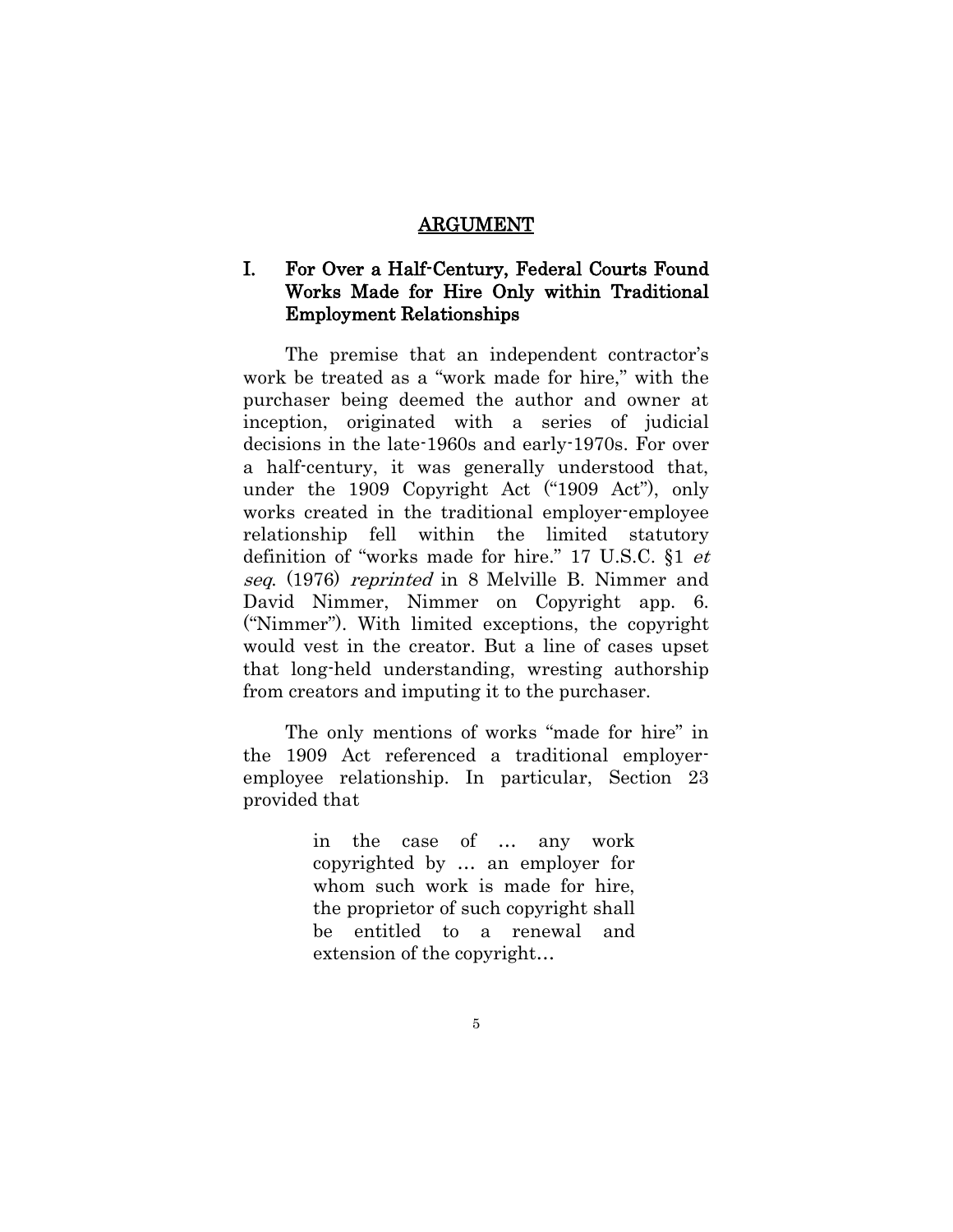## ARGUMENT

### I. For Over a Half-Century, Federal Courts Found Works Made for Hire Only within Traditional Employment Relationships

The premise that an independent contractor's work be treated as a "work made for hire," with the purchaser being deemed the author and owner at inception, originated with a series of judicial decisions in the late-1960s and early-1970s. For over a half-century, it was generally understood that, under the 1909 Copyright Act ("1909 Act"), only works created in the traditional employer-employee relationship fell within the limited statutory definition of "works made for hire." 17 U.S.C. §1 *et seq*. (1976) *reprinted* in 8 Melville B. Nimmer and David Nimmer, Nimmer on Copyright app. 6. ("Nimmer"). With limited exceptions, the copyright would vest in the creator. But a line of cases upset that long-held understanding, wresting authorship from creators and imputing it to the purchaser.

The only mentions of works "made for hire" in the 1909 Act referenced a traditional employer-employee relationship. In particular, Section 23 provided that

> in the case of … any work copyrighted by … an employer for whom such work is made for hire, the proprietor of such copyright shall be entitled to a renewal and extension of the copyright…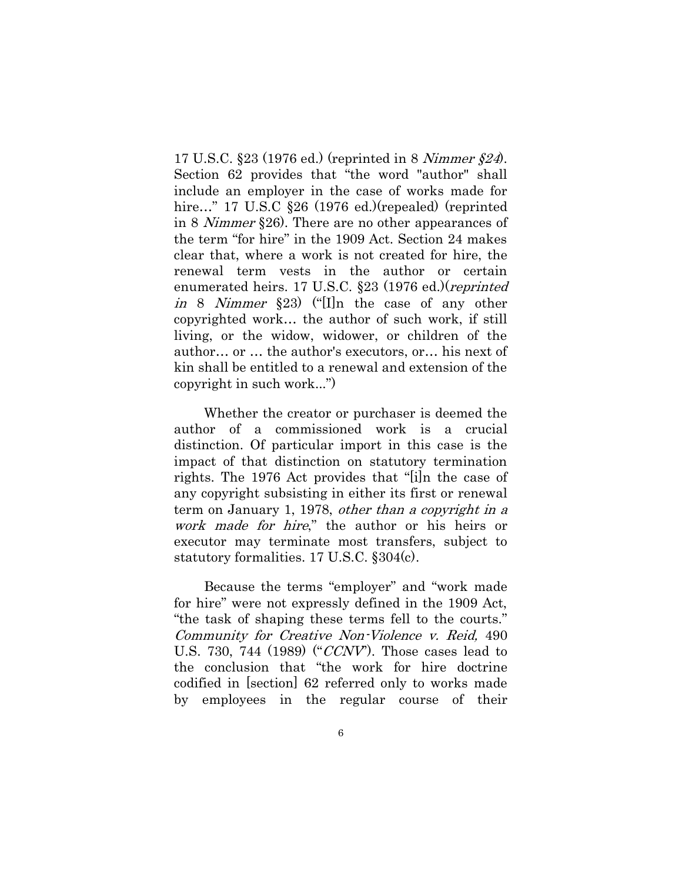17 U.S.C. §23 (1976 ed.) (reprinted in 8 *Nimmer §24*). Section 62 provides that "the word "author" shall include an employer in the case of works made for hire…" 17 U.S.C §26 (1976 ed.)(repealed) (reprinted in 8 *Nimmer* §26). There are no other appearances of the term "for hire" in the 1909 Act. Section 24 makes clear that, where a work is not created for hire, the renewal term vests in the author or certain enumerated heirs. 17 U.S.C. §23 (1976 ed.)(*reprinted in* 8 *Nimmer* §23) ("[I]n the case of any other copyrighted work… the author of such work, if still living, or the widow, widower, or children of the author… or … the author's executors, or… his next of kin shall be entitled to a renewal and extension of the copyright in such work...")

Whether the creator or purchaser is deemed the author of a commissioned work is a crucial distinction. Of particular import in this case is the impact of that distinction on statutory termination rights. The 1976 Act provides that "[i]n the case of any copyright subsisting in either its first or renewal term on January 1, 1978, *other than a copyright in a work made for hire*," the author or his heirs or executor may terminate most transfers, subject to statutory formalities. 17 U.S.C. §304(c).

Because the terms "employer" and "work made for hire" were not expressly defined in the 1909 Act, "the task of shaping these terms fell to the courts." *Community for Creative Non-Violence v. Reid,* 490 U.S. 730, 744 (1989) ("*CCNV*"). Those cases lead to the conclusion that "the work for hire doctrine codified in [section] 62 referred only to works made by employees in the regular course of their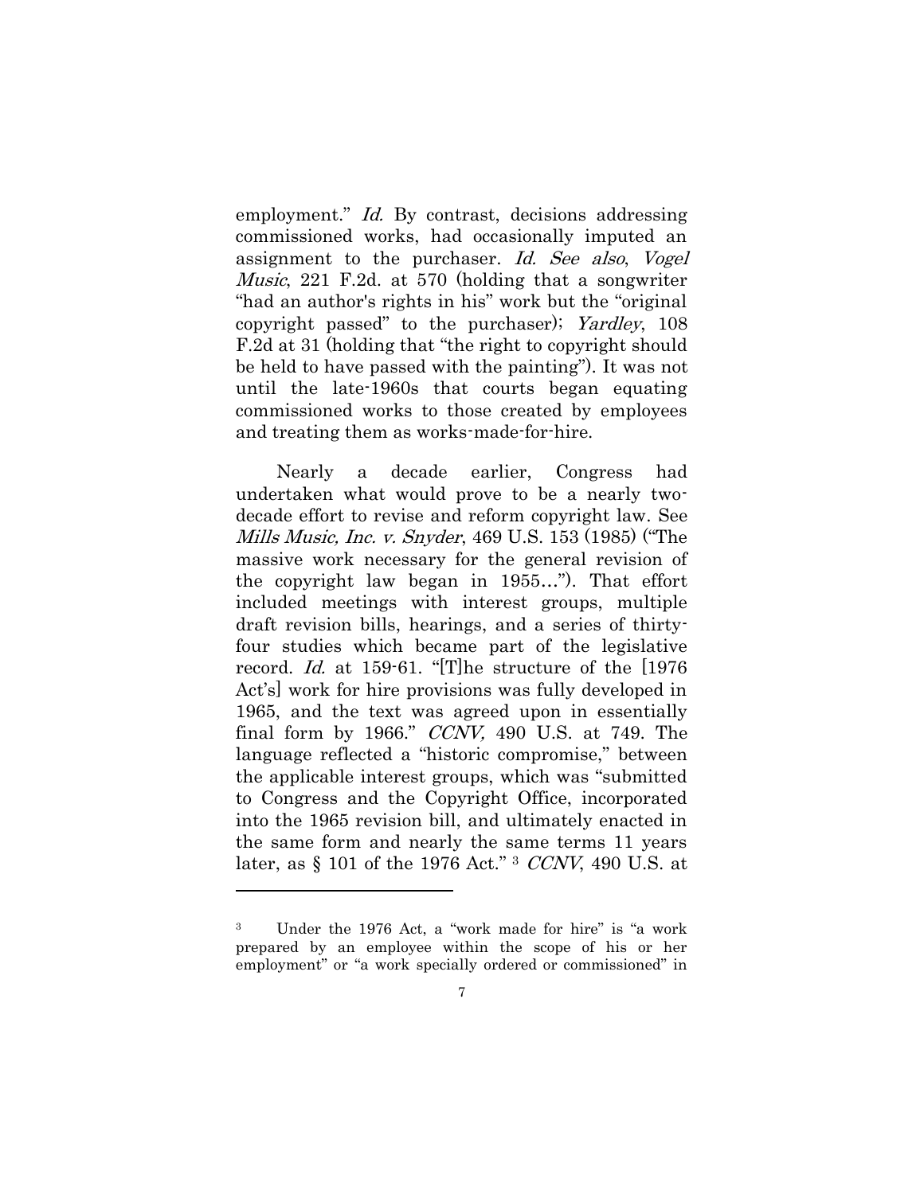employment." *Id.* By contrast, decisions addressing commissioned works, had occasionally imputed an assignment to the purchaser. *Id. See also*, *Vogel Music*, 221 F.2d. at 570 (holding that a songwriter "had an author's rights in his" work but the "original copyright passed" to the purchaser); *Yardley*, 108 F.2d at 31 (holding that "the right to copyright should be held to have passed with the painting"). It was not until the late-1960s that courts began equating commissioned works to those created by employees and treating them as works-made-for-hire.

Nearly a decade earlier, Congress had undertaken what would prove to be a nearly two-decade effort to revise and reform copyright law. See *Mills Music, Inc. v. Snyder*, 469 U.S. 153 (1985) ("The massive work necessary for the general revision of the copyright law began in 1955…"). That effort included meetings with interest groups, multiple draft revision bills, hearings, and a series of thirty-four studies which became part of the legislative record. *Id.* at 159-61. "[T]he structure of the [1976 Act's] work for hire provisions was fully developed in 1965, and the text was agreed upon in essentially final form by 1966." *CCNV,* 490 U.S. at 749. The language reflected a "historic compromise," between the applicable interest groups, which was "submitted to Congress and the Copyright Office, incorporated into the 1965 revision bill, and ultimately enacted in the same form and nearly the same terms 11 years later, as § 101 of the 1976 Act." [3] *CCNV*, 490 U.S. at

---

[3] Under the 1976 Act, a "work made for hire" is "a work prepared by an employee within the scope of his or her employment" or "a work specially ordered or commissioned" in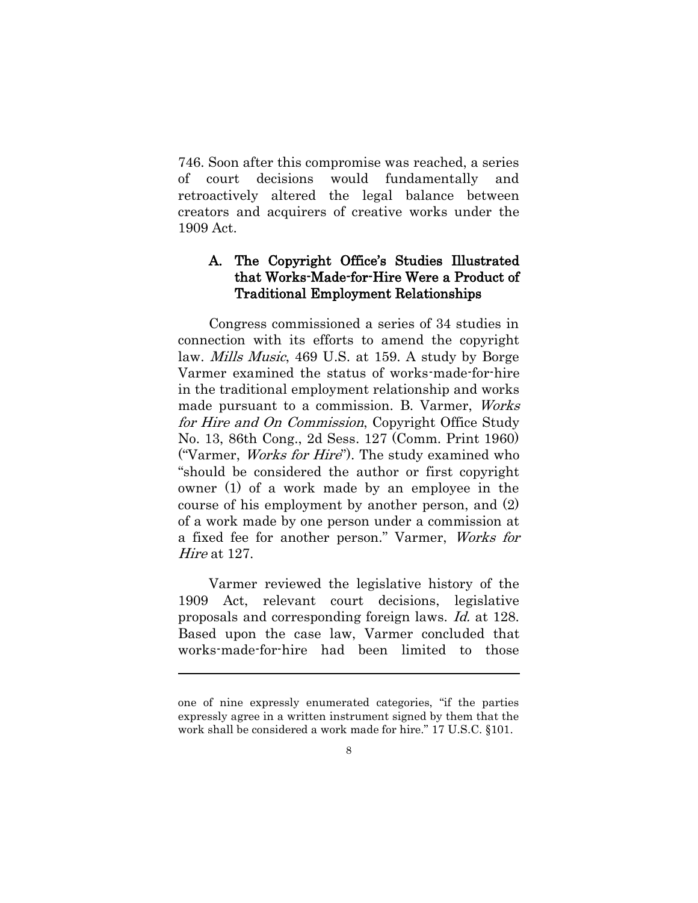746. Soon after this compromise was reached, a series of court decisions would fundamentally and retroactively altered the legal balance between creators and acquirers of creative works under the 1909 Act.

### A. The Copyright Office's Studies Illustrated that Works-Made-for-Hire Were a Product of Traditional Employment Relationships

Congress commissioned a series of 34 studies in connection with its efforts to amend the copyright law. *Mills Music*, 469 U.S. at 159. A study by Borge Varmer examined the status of works-made-for-hire in the traditional employment relationship and works made pursuant to a commission. B. Varmer, *Works for Hire and On Commission*, Copyright Office Study No. 13, 86th Cong., 2d Sess. 127 (Comm. Print 1960) ("Varmer, *Works for Hire*"). The study examined who "should be considered the author or first copyright owner (1) of a work made by an employee in the course of his employment by another person, and (2) of a work made by one person under a commission at a fixed fee for another person." Varmer, *Works for Hire* at 127.

Varmer reviewed the legislative history of the 1909 Act, relevant court decisions, legislative proposals and corresponding foreign laws. *Id.* at 128. Based upon the case law, Varmer concluded that works-made-for-hire had been limited to those

---

one of nine expressly enumerated categories, "if the parties expressly agree in a written instrument signed by them that the work shall be considered a work made for hire." 17 U.S.C. §101.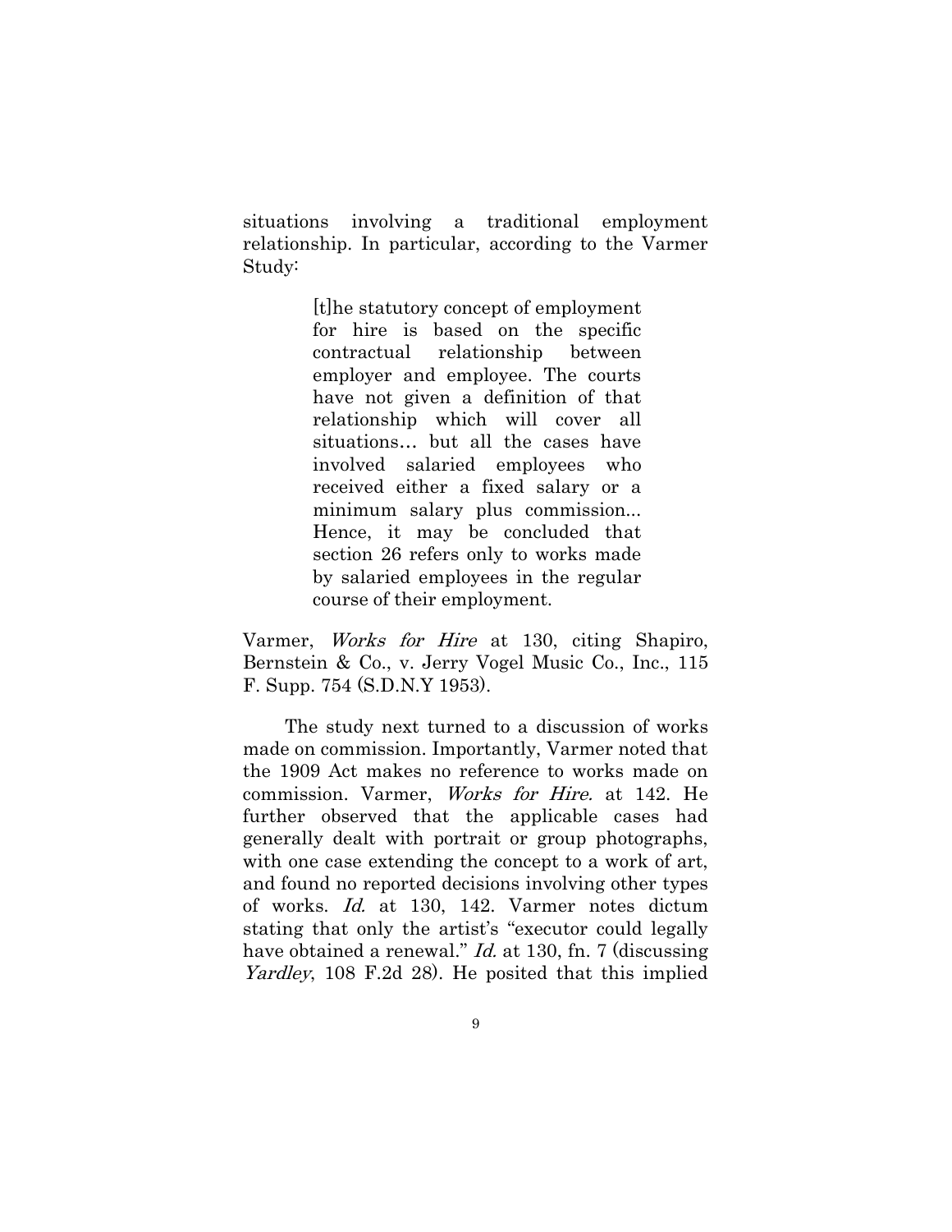situations involving a traditional employment relationship. In particular, according to the Varmer Study:

> [t]he statutory concept of employment for hire is based on the specific contractual relationship between employer and employee. The courts have not given a definition of that relationship which will cover all situations… but all the cases have involved salaried employees who received either a fixed salary or a minimum salary plus commission... Hence, it may be concluded that section 26 refers only to works made by salaried employees in the regular course of their employment.

Varmer, *Works for Hire* at 130, citing Shapiro, Bernstein & Co., v. Jerry Vogel Music Co., Inc., 115 F. Supp. 754 (S.D.N.Y 1953).

The study next turned to a discussion of works made on commission. Importantly, Varmer noted that the 1909 Act makes no reference to works made on commission. Varmer, *Works for Hire.* at 142. He further observed that the applicable cases had generally dealt with portrait or group photographs, with one case extending the concept to a work of art, and found no reported decisions involving other types of works. *Id.* at 130, 142. Varmer notes dictum stating that only the artist's "executor could legally have obtained a renewal." *Id.* at 130, fn. 7 (discussing *Yardley*, 108 F.2d 28). He posited that this implied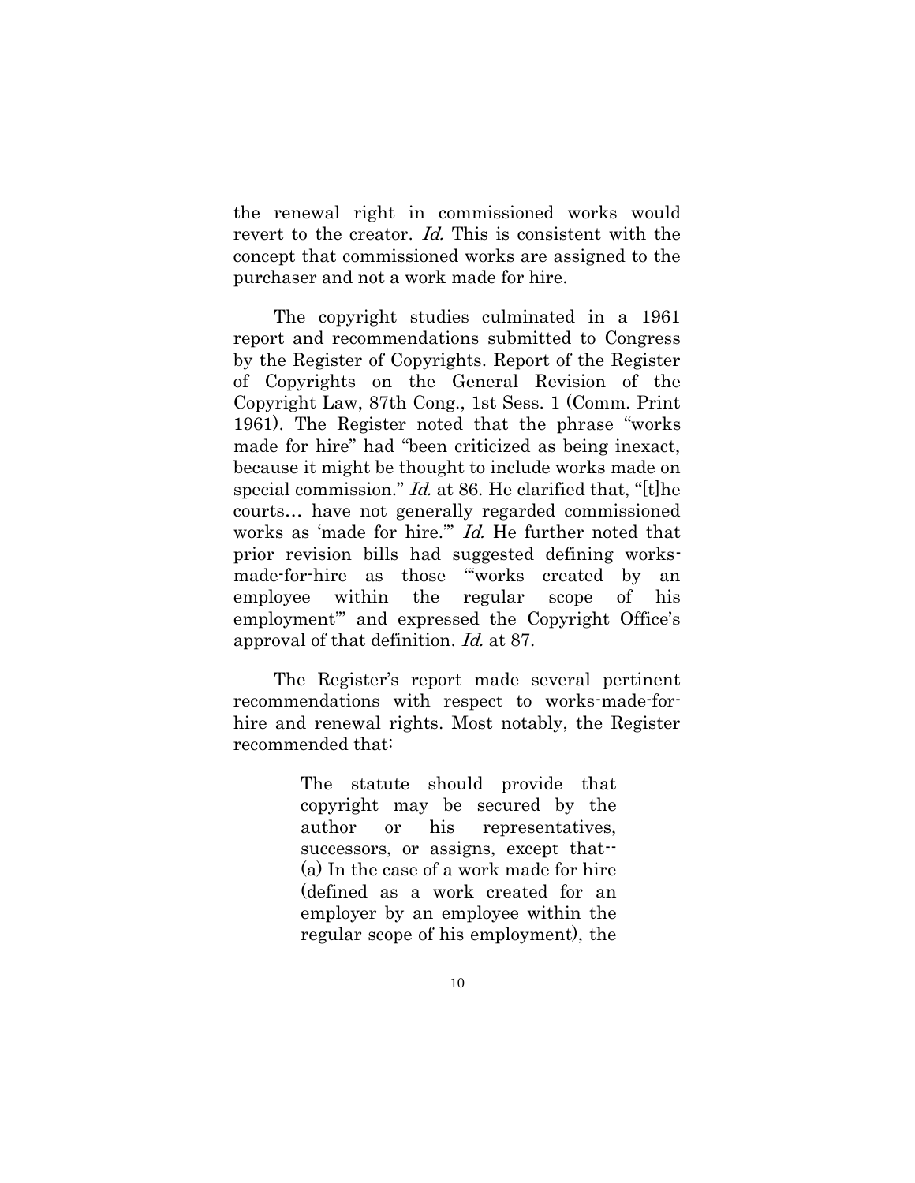the renewal right in commissioned works would revert to the creator. *Id.* This is consistent with the concept that commissioned works are assigned to the purchaser and not a work made for hire.

The copyright studies culminated in a 1961 report and recommendations submitted to Congress by the Register of Copyrights. Report of the Register of Copyrights on the General Revision of the Copyright Law, 87th Cong., 1st Sess. 1 (Comm. Print 1961). The Register noted that the phrase "works made for hire" had "been criticized as being inexact, because it might be thought to include works made on special commission." *Id.* at 86. He clarified that, "[t]he courts… have not generally regarded commissioned works as 'made for hire.'" *Id.* He further noted that prior revision bills had suggested defining works-made-for-hire as those "'works created by an employee within the regular scope of his employment'" and expressed the Copyright Office's approval of that definition. *Id.* at 87.

The Register's report made several pertinent recommendations with respect to works-made-for-hire and renewal rights. Most notably, the Register recommended that:

> The statute should provide that copyright may be secured by the author or his representatives, successors, or assigns, except that-- (a) In the case of a work made for hire (defined as a work created for an employer by an employee within the regular scope of his employment), the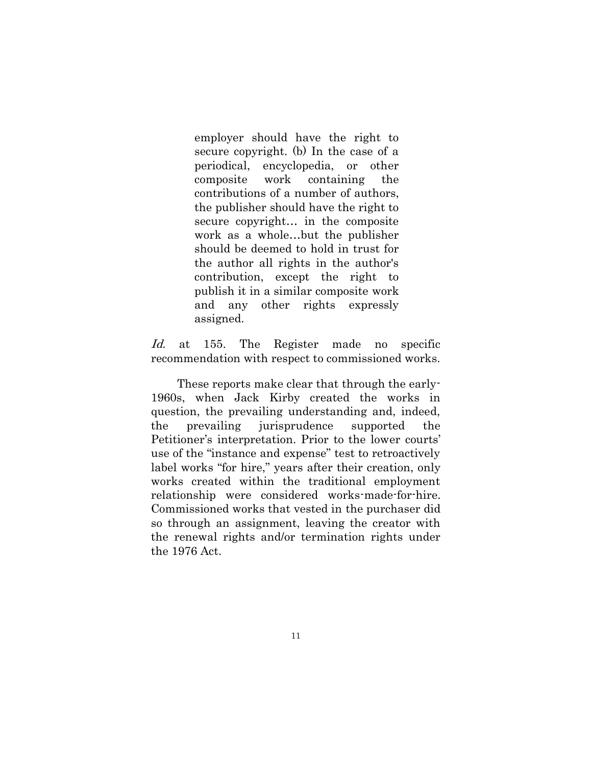> employer should have the right to secure copyright. (b) In the case of a periodical, encyclopedia, or other composite work containing the contributions of a number of authors, the publisher should have the right to secure copyright… in the composite work as a whole…but the publisher should be deemed to hold in trust for the author all rights in the author's contribution, except the right to publish it in a similar composite work and any other rights expressly assigned.

*Id.* at 155. The Register made no specific recommendation with respect to commissioned works.

These reports make clear that through the early-1960s, when Jack Kirby created the works in question, the prevailing understanding and, indeed, the prevailing jurisprudence supported the Petitioner's interpretation. Prior to the lower courts' use of the "instance and expense" test to retroactively label works "for hire," years after their creation, only works created within the traditional employment relationship were considered works-made-for-hire. Commissioned works that vested in the purchaser did so through an assignment, leaving the creator with the renewal rights and/or termination rights under the 1976 Act.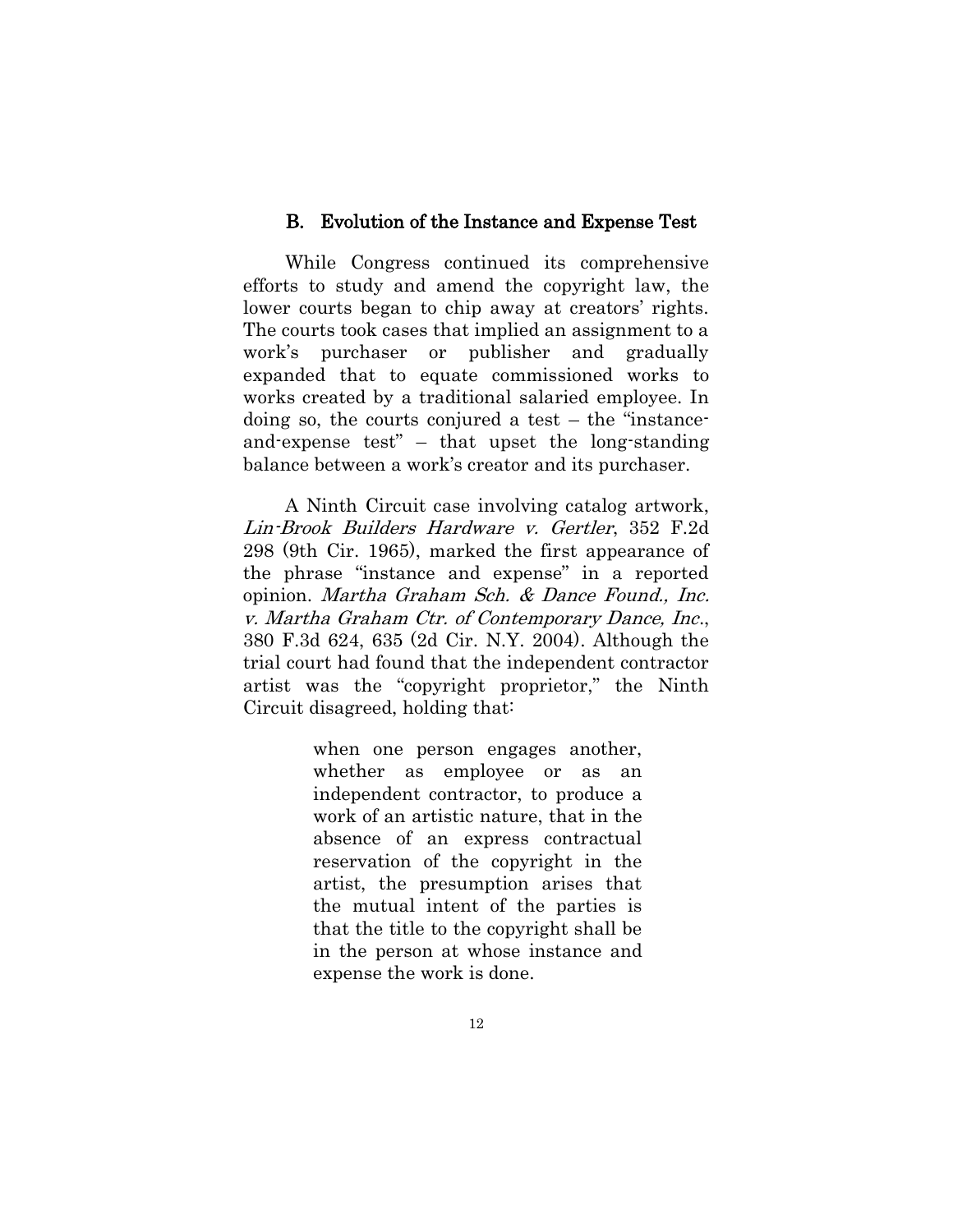### B. Evolution of the Instance and Expense Test

While Congress continued its comprehensive efforts to study and amend the copyright law, the lower courts began to chip away at creators' rights. The courts took cases that implied an assignment to a work's purchaser or publisher and gradually expanded that to equate commissioned works to works created by a traditional salaried employee. In doing so, the courts conjured a test – the "instance-and-expense test" – that upset the long-standing balance between a work's creator and its purchaser.

A Ninth Circuit case involving catalog artwork, *Lin-Brook Builders Hardware v. Gertler*, 352 F.2d 298 (9th Cir. 1965), marked the first appearance of the phrase "instance and expense" in a reported opinion. *Martha Graham Sch. & Dance Found., Inc. v. Martha Graham Ctr. of Contemporary Dance, Inc.*, 380 F.3d 624, 635 (2d Cir. N.Y. 2004). Although the trial court had found that the independent contractor artist was the "copyright proprietor," the Ninth Circuit disagreed, holding that:

> when one person engages another, whether as employee or as an independent contractor, to produce a work of an artistic nature, that in the absence of an express contractual reservation of the copyright in the artist, the presumption arises that the mutual intent of the parties is that the title to the copyright shall be in the person at whose instance and expense the work is done.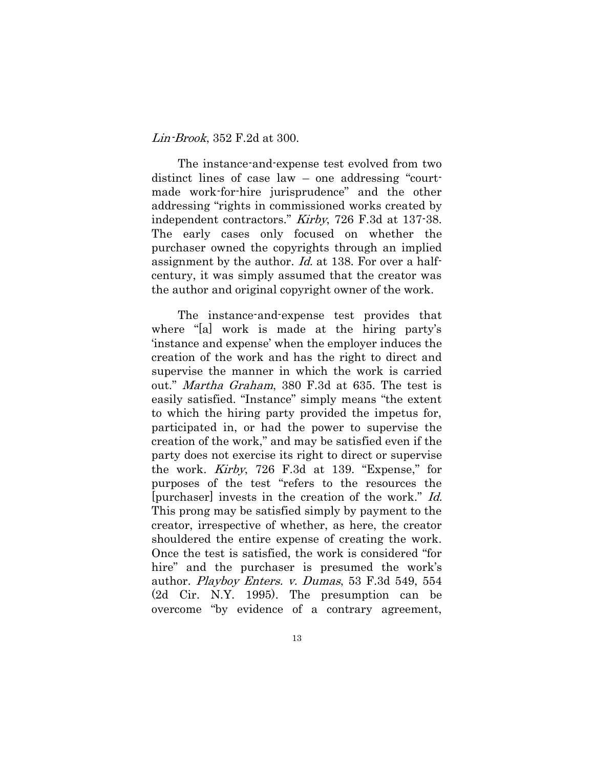*Lin-Brook*, 352 F.2d at 300.

The instance-and-expense test evolved from two distinct lines of case law – one addressing "court-made work-for-hire jurisprudence" and the other addressing "rights in commissioned works created by independent contractors." *Kirby*, 726 F.3d at 137-38. The early cases only focused on whether the purchaser owned the copyrights through an implied assignment by the author. *Id.* at 138. For over a half-century, it was simply assumed that the creator was the author and original copyright owner of the work.

The instance-and-expense test provides that where "[a] work is made at the hiring party's 'instance and expense' when the employer induces the creation of the work and has the right to direct and supervise the manner in which the work is carried out." *Martha Graham*, 380 F.3d at 635. The test is easily satisfied. "Instance" simply means "the extent to which the hiring party provided the impetus for, participated in, or had the power to supervise the creation of the work," and may be satisfied even if the party does not exercise its right to direct or supervise the work. *Kirby*, 726 F.3d at 139. "Expense," for purposes of the test "refers to the resources the [purchaser] invests in the creation of the work." *Id.* This prong may be satisfied simply by payment to the creator, irrespective of whether, as here, the creator shouldered the entire expense of creating the work. Once the test is satisfied, the work is considered "for hire" and the purchaser is presumed the work's author. *Playboy Enters. v. Dumas*, 53 F.3d 549, 554 (2d Cir. N.Y. 1995). The presumption can be overcome "by evidence of a contrary agreement,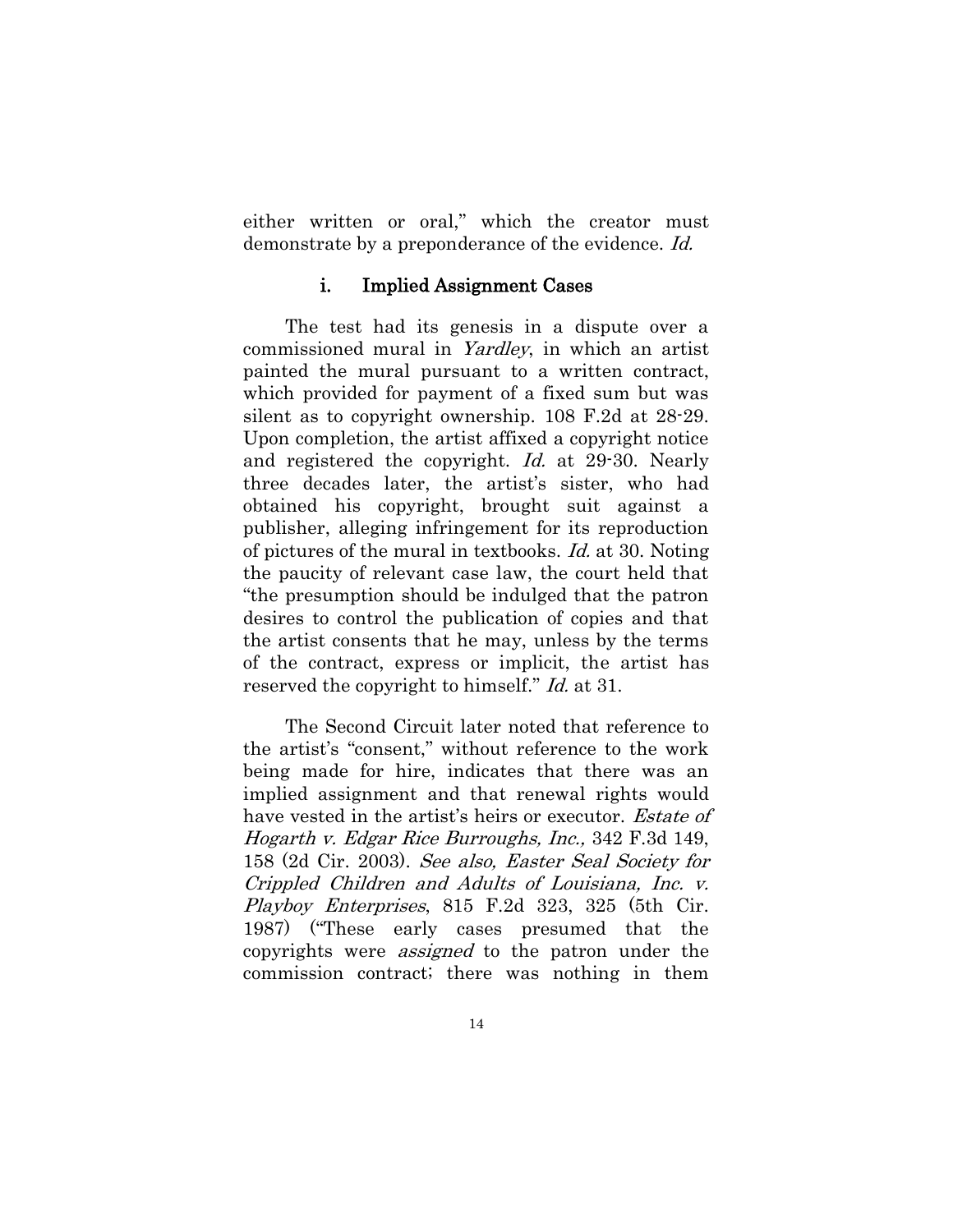either written or oral," which the creator must demonstrate by a preponderance of the evidence. *Id.*

### i. Implied Assignment Cases

The test had its genesis in a dispute over a commissioned mural in *Yardley*, in which an artist painted the mural pursuant to a written contract, which provided for payment of a fixed sum but was silent as to copyright ownership. 108 F.2d at 28-29. Upon completion, the artist affixed a copyright notice and registered the copyright. *Id.* at 29-30. Nearly three decades later, the artist's sister, who had obtained his copyright, brought suit against a publisher, alleging infringement for its reproduction of pictures of the mural in textbooks. *Id.* at 30. Noting the paucity of relevant case law, the court held that "the presumption should be indulged that the patron desires to control the publication of copies and that the artist consents that he may, unless by the terms of the contract, express or implicit, the artist has reserved the copyright to himself." *Id.* at 31.

The Second Circuit later noted that reference to the artist's "consent," without reference to the work being made for hire, indicates that there was an implied assignment and that renewal rights would have vested in the artist's heirs or executor. *Estate of Hogarth v. Edgar Rice Burroughs, Inc.,* 342 F.3d 149, 158 (2d Cir. 2003). *See also, Easter Seal Society for Crippled Children and Adults of Louisiana, Inc. v. Playboy Enterprises*, 815 F.2d 323, 325 (5th Cir. 1987) ("These early cases presumed that the copyrights were *assigned* to the patron under the commission contract; there was nothing in them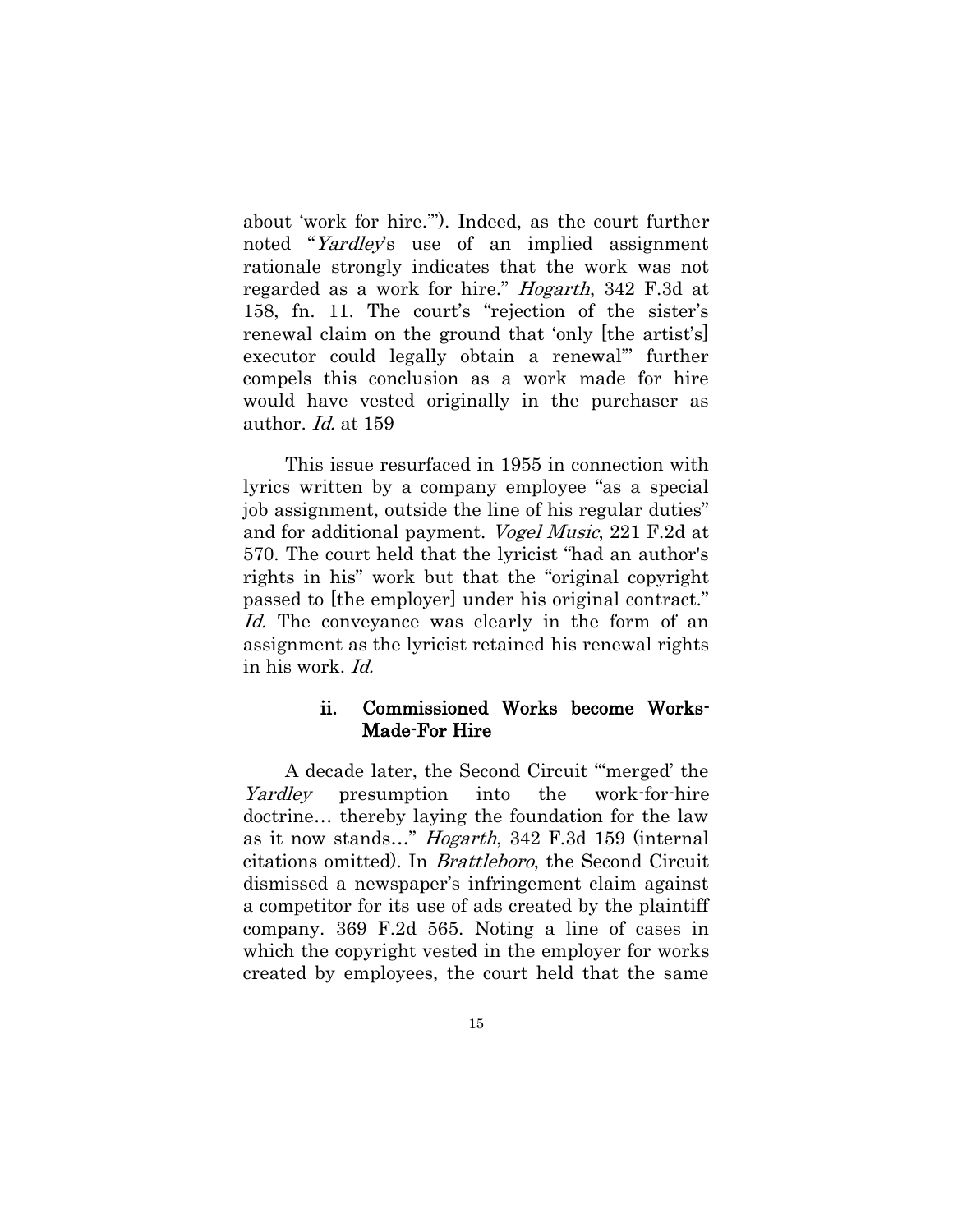about 'work for hire.'"). Indeed, as the court further noted "*Yardley*'s use of an implied assignment rationale strongly indicates that the work was not regarded as a work for hire." *Hogarth*, 342 F.3d at 158, fn. 11. The court's "rejection of the sister's renewal claim on the ground that 'only [the artist's] executor could legally obtain a renewal'" further compels this conclusion as a work made for hire would have vested originally in the purchaser as author. *Id.* at 159

This issue resurfaced in 1955 in connection with lyrics written by a company employee "as a special job assignment, outside the line of his regular duties" and for additional payment. *Vogel Music*, 221 F.2d at 570. The court held that the lyricist "had an author's rights in his" work but that the "original copyright passed to [the employer] under his original contract." *Id.* The conveyance was clearly in the form of an assignment as the lyricist retained his renewal rights in his work. *Id.*

#### ii. Commissioned Works become Works-Made-For Hire

A decade later, the Second Circuit "'merged' the *Yardley* presumption into the work-for-hire doctrine… thereby laying the foundation for the law as it now stands…" *Hogarth*, 342 F.3d 159 (internal citations omitted). In *Brattleboro*, the Second Circuit dismissed a newspaper's infringement claim against a competitor for its use of ads created by the plaintiff company. 369 F.2d 565. Noting a line of cases in which the copyright vested in the employer for works created by employees, the court held that the same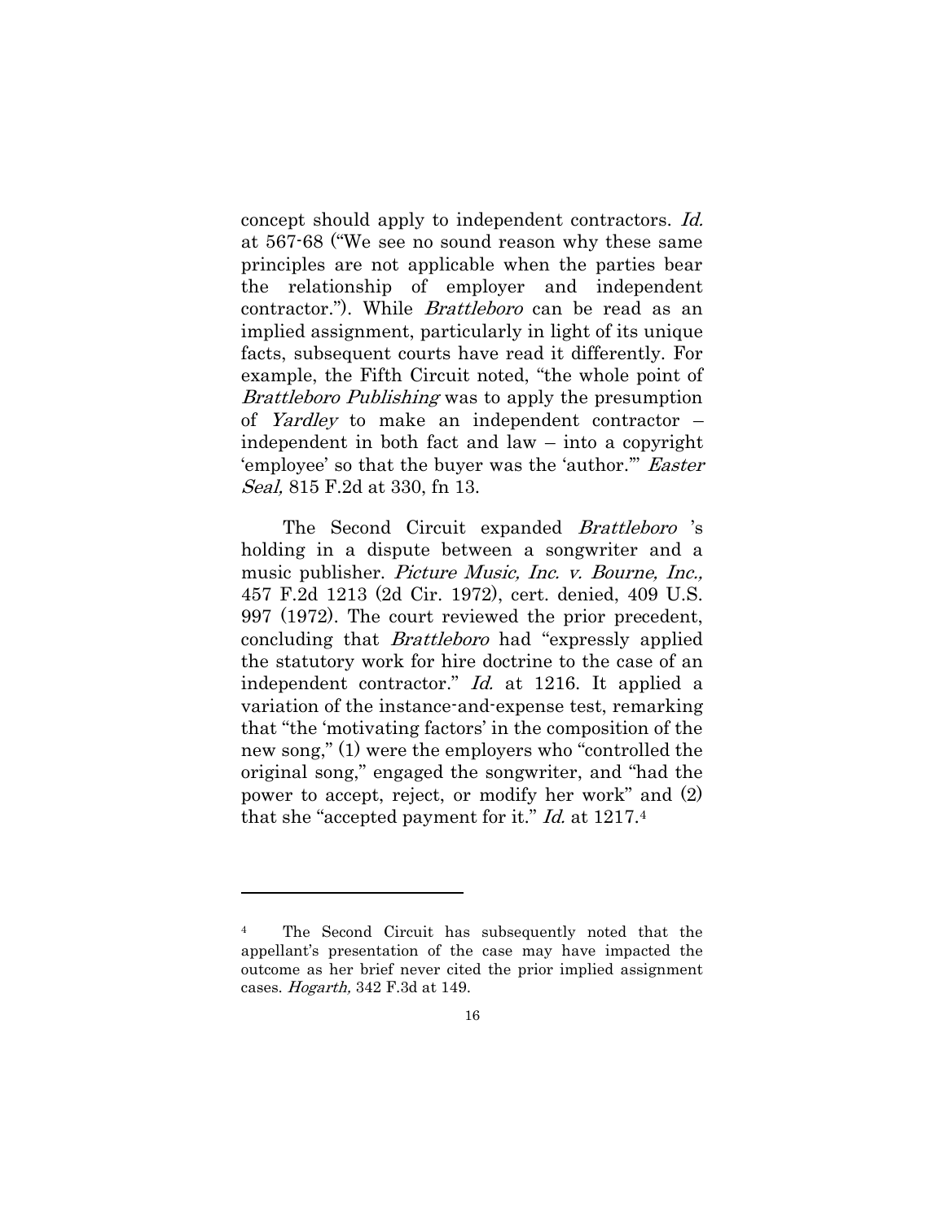concept should apply to independent contractors. *Id.* at 567-68 ("We see no sound reason why these same principles are not applicable when the parties bear the relationship of employer and independent contractor."). While *Brattleboro* can be read as an implied assignment, particularly in light of its unique facts, subsequent courts have read it differently. For example, the Fifth Circuit noted, "the whole point of *Brattleboro Publishing* was to apply the presumption of *Yardley* to make an independent contractor – independent in both fact and law – into a copyright 'employee' so that the buyer was the 'author.'" *Easter Seal,* 815 F.2d at 330, fn 13.

The Second Circuit expanded *Brattleboro* 's holding in a dispute between a songwriter and a music publisher. *Picture Music, Inc. v. Bourne, Inc.,* 457 F.2d 1213 (2d Cir. 1972), cert. denied, 409 U.S. 997 (1972). The court reviewed the prior precedent, concluding that *Brattleboro* had "expressly applied the statutory work for hire doctrine to the case of an independent contractor." *Id.* at 1216. It applied a variation of the instance-and-expense test, remarking that "the 'motivating factors' in the composition of the new song," (1) were the employers who "controlled the original song," engaged the songwriter, and "had the power to accept, reject, or modify her work" and (2) that she "accepted payment for it." *Id.* at 1217.[4]

---

[4] The Second Circuit has subsequently noted that the appellant's presentation of the case may have impacted the outcome as her brief never cited the prior implied assignment cases. *Hogarth,* 342 F.3d at 149.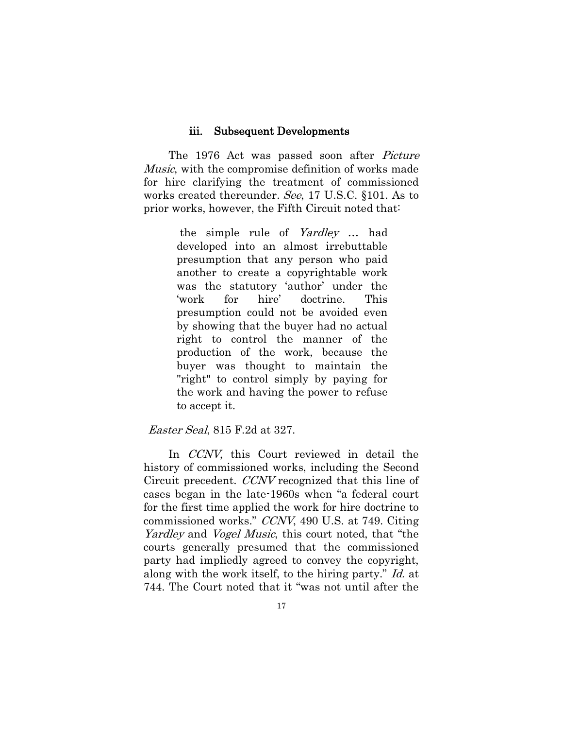### iii. Subsequent Developments

The 1976 Act was passed soon after *Picture Music*, with the compromise definition of works made for hire clarifying the treatment of commissioned works created thereunder. *See*, 17 U.S.C. §101. As to prior works, however, the Fifth Circuit noted that:

> the simple rule of *Yardley* … had developed into an almost irrebuttable presumption that any person who paid another to create a copyrightable work was the statutory 'author' under the 'work for hire' doctrine. This presumption could not be avoided even by showing that the buyer had no actual right to control the manner of the production of the work, because the buyer was thought to maintain the "right" to control simply by paying for the work and having the power to refuse to accept it.

*Easter Seal*, 815 F.2d at 327.

In *CCNV*, this Court reviewed in detail the history of commissioned works, including the Second Circuit precedent. *CCNV* recognized that this line of cases began in the late-1960s when "a federal court for the first time applied the work for hire doctrine to commissioned works." *CCNV*, 490 U.S. at 749. Citing *Yardley* and *Vogel Music*, this court noted, that "the courts generally presumed that the commissioned party had impliedly agreed to convey the copyright, along with the work itself, to the hiring party." *Id.* at 744. The Court noted that it "was not until after the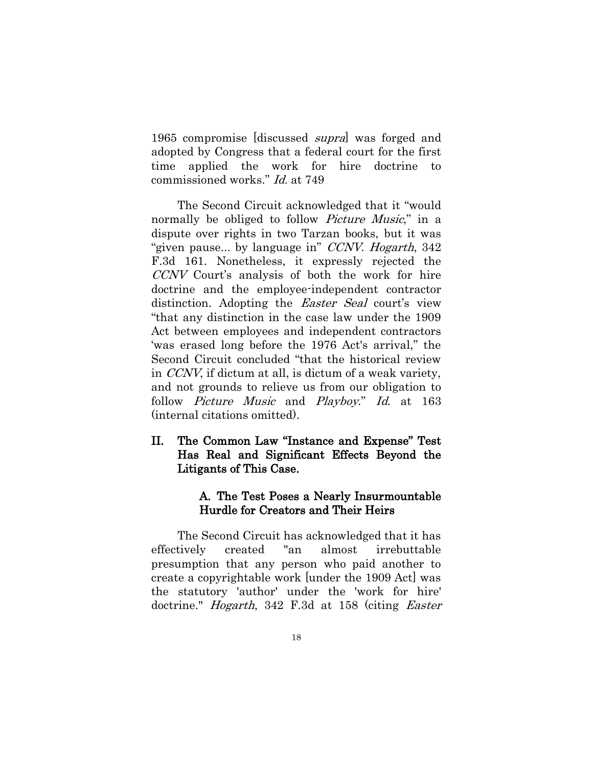1965 compromise [discussed *supra*] was forged and adopted by Congress that a federal court for the first time applied the work for hire doctrine to commissioned works." *Id.* at 749

The Second Circuit acknowledged that it "would normally be obliged to follow *Picture Music*," in a dispute over rights in two Tarzan books, but it was "given pause... by language in" *CCNV*. *Hogarth*, 342 F.3d 161. Nonetheless, it expressly rejected the *CCNV* Court's analysis of both the work for hire doctrine and the employee-independent contractor distinction. Adopting the *Easter Seal* court's view "that any distinction in the case law under the 1909 Act between employees and independent contractors 'was erased long before the 1976 Act's arrival," the Second Circuit concluded "that the historical review in *CCNV*, if dictum at all, is dictum of a weak variety, and not grounds to relieve us from our obligation to follow *Picture Music* and *Playboy*." *Id.* at 163 (internal citations omitted).

## II. The Common Law "Instance and Expense" Test Has Real and Significant Effects Beyond the Litigants of This Case.

### A. The Test Poses a Nearly Insurmountable Hurdle for Creators and Their Heirs

The Second Circuit has acknowledged that it has effectively created "an almost irrebuttable presumption that any person who paid another to create a copyrightable work [under the 1909 Act] was the statutory 'author' under the 'work for hire' doctrine." *Hogarth*, 342 F.3d at 158 (citing *Easter*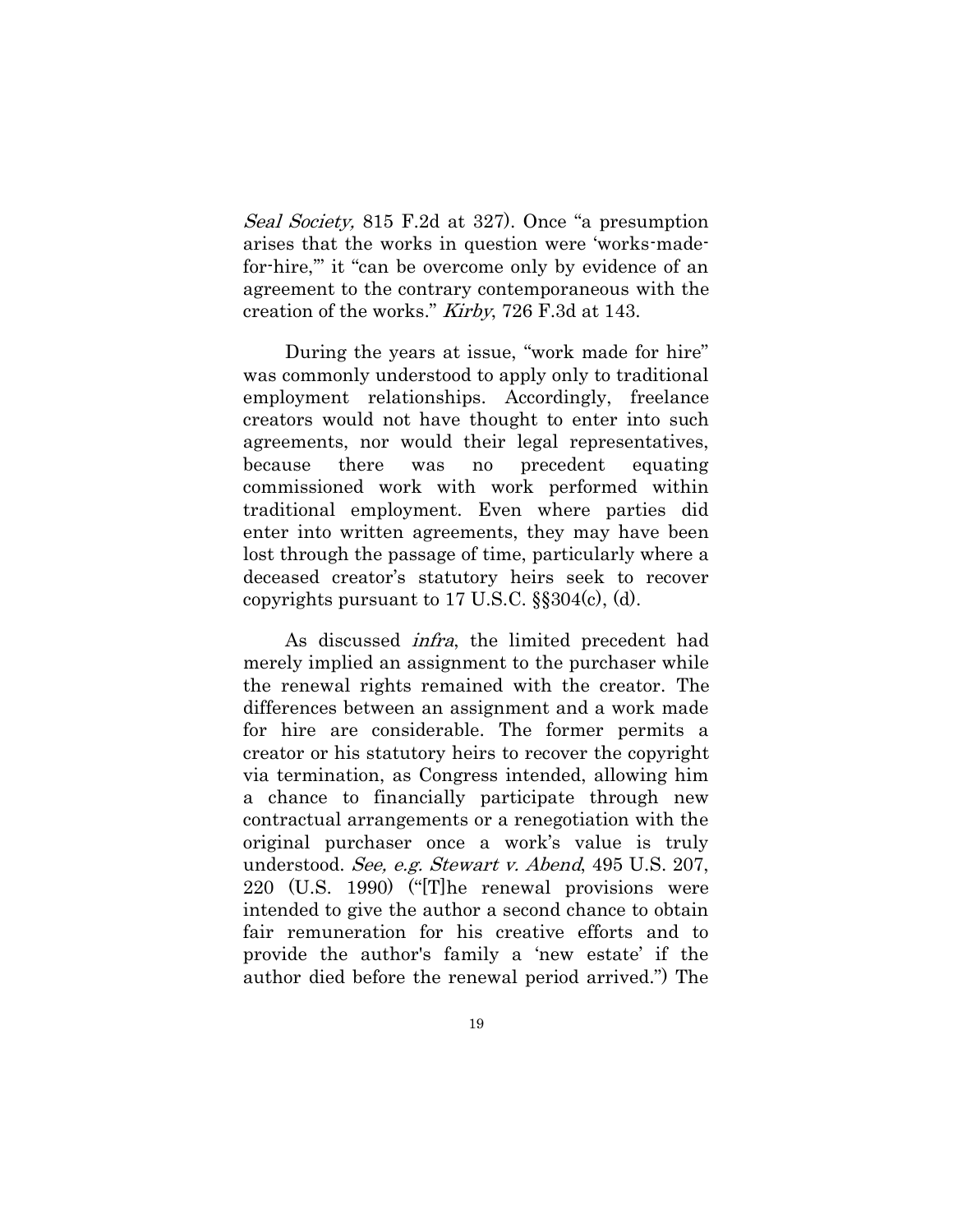*Seal Society,* 815 F.2d at 327). Once "a presumption arises that the works in question were 'works-made-for-hire,'" it "can be overcome only by evidence of an agreement to the contrary contemporaneous with the creation of the works." *Kirby*, 726 F.3d at 143.

During the years at issue, "work made for hire" was commonly understood to apply only to traditional employment relationships. Accordingly, freelance creators would not have thought to enter into such agreements, nor would their legal representatives, because there was no precedent equating commissioned work with work performed within traditional employment. Even where parties did enter into written agreements, they may have been lost through the passage of time, particularly where a deceased creator's statutory heirs seek to recover copyrights pursuant to 17 U.S.C. §§304(c), (d).

As discussed *infra*, the limited precedent had merely implied an assignment to the purchaser while the renewal rights remained with the creator. The differences between an assignment and a work made for hire are considerable. The former permits a creator or his statutory heirs to recover the copyright via termination, as Congress intended, allowing him a chance to financially participate through new contractual arrangements or a renegotiation with the original purchaser once a work's value is truly understood. *See, e.g. Stewart v. Abend*, 495 U.S. 207, 220 (U.S. 1990) ("[T]he renewal provisions were intended to give the author a second chance to obtain fair remuneration for his creative efforts and to provide the author's family a 'new estate' if the author died before the renewal period arrived.") The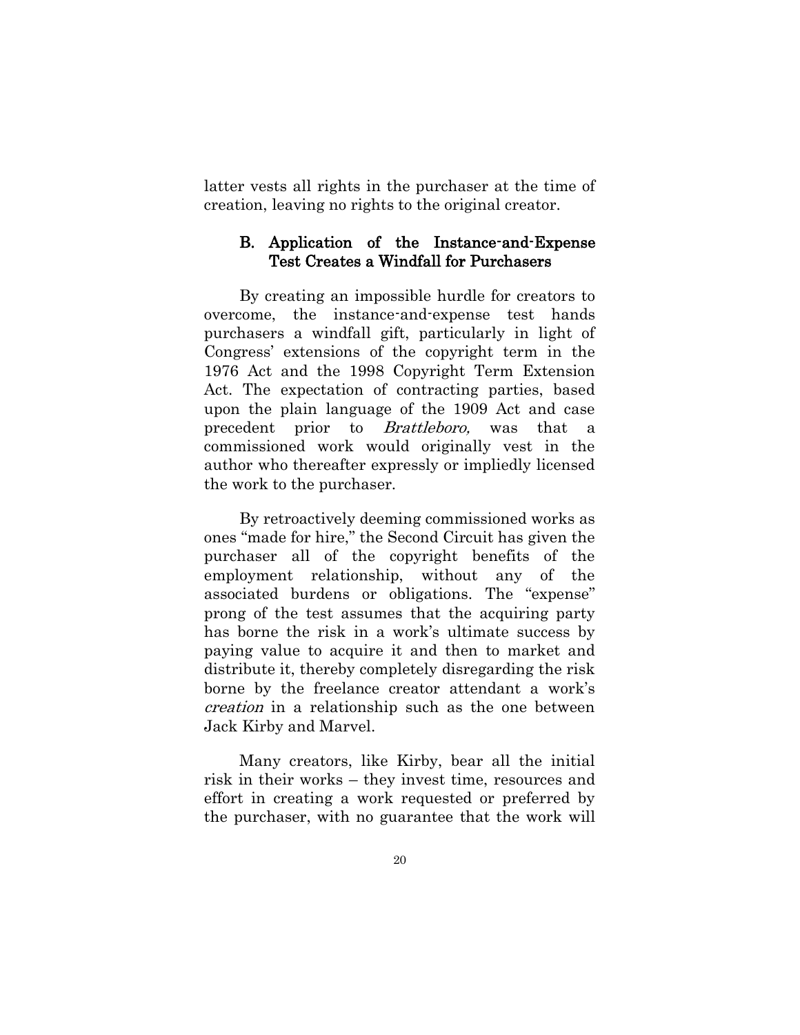latter vests all rights in the purchaser at the time of creation, leaving no rights to the original creator.

### B. Application of the Instance-and-Expense Test Creates a Windfall for Purchasers

By creating an impossible hurdle for creators to overcome, the instance-and-expense test hands purchasers a windfall gift, particularly in light of Congress' extensions of the copyright term in the 1976 Act and the 1998 Copyright Term Extension Act. The expectation of contracting parties, based upon the plain language of the 1909 Act and case precedent prior to *Brattleboro,* was that a commissioned work would originally vest in the author who thereafter expressly or impliedly licensed the work to the purchaser.

By retroactively deeming commissioned works as ones "made for hire," the Second Circuit has given the purchaser all of the copyright benefits of the employment relationship, without any of the associated burdens or obligations. The "expense" prong of the test assumes that the acquiring party has borne the risk in a work's ultimate success by paying value to acquire it and then to market and distribute it, thereby completely disregarding the risk borne by the freelance creator attendant a work's *creation* in a relationship such as the one between Jack Kirby and Marvel.

Many creators, like Kirby, bear all the initial risk in their works – they invest time, resources and effort in creating a work requested or preferred by the purchaser, with no guarantee that the work will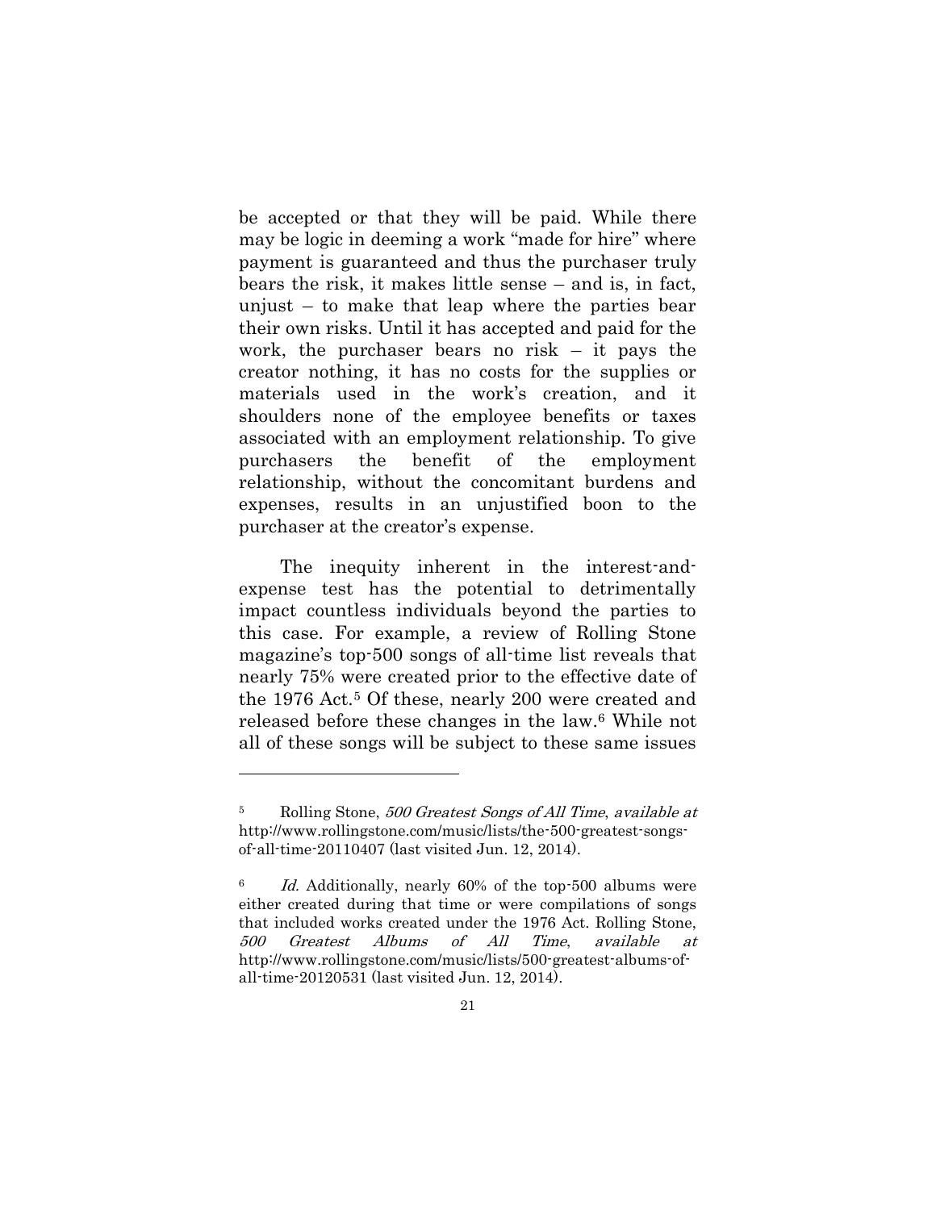be accepted or that they will be paid. While there may be logic in deeming a work "made for hire" where payment is guaranteed and thus the purchaser truly bears the risk, it makes little sense – and is, in fact, unjust – to make that leap where the parties bear their own risks. Until it has accepted and paid for the work, the purchaser bears no risk – it pays the creator nothing, it has no costs for the supplies or materials used in the work's creation, and it shoulders none of the employee benefits or taxes associated with an employment relationship. To give purchasers the benefit of the employment relationship, without the concomitant burdens and expenses, results in an unjustified boon to the purchaser at the creator's expense.

The inequity inherent in the interest-and-expense test has the potential to detrimentally impact countless individuals beyond the parties to this case. For example, a review of Rolling Stone magazine's top-500 songs of all-time list reveals that nearly 75% were created prior to the effective date of the 1976 Act.[5] Of these, nearly 200 were created and released before these changes in the law.[6] While not all of these songs will be subject to these same issues

---

[5] Rolling Stone, *500 Greatest Songs of All Time*, *available at* http://www.rollingstone.com/music/lists/the-500-greatest-songs-of-all-time-20110407 (last visited Jun. 12, 2014).

[6] *Id.* Additionally, nearly 60% of the top-500 albums were either created during that time or were compilations of songs that included works created under the 1976 Act. Rolling Stone, *500 Greatest Albums of All Time*, *available at* http://www.rollingstone.com/music/lists/500-greatest-albums-of-all-time-20120531 (last visited Jun. 12, 2014).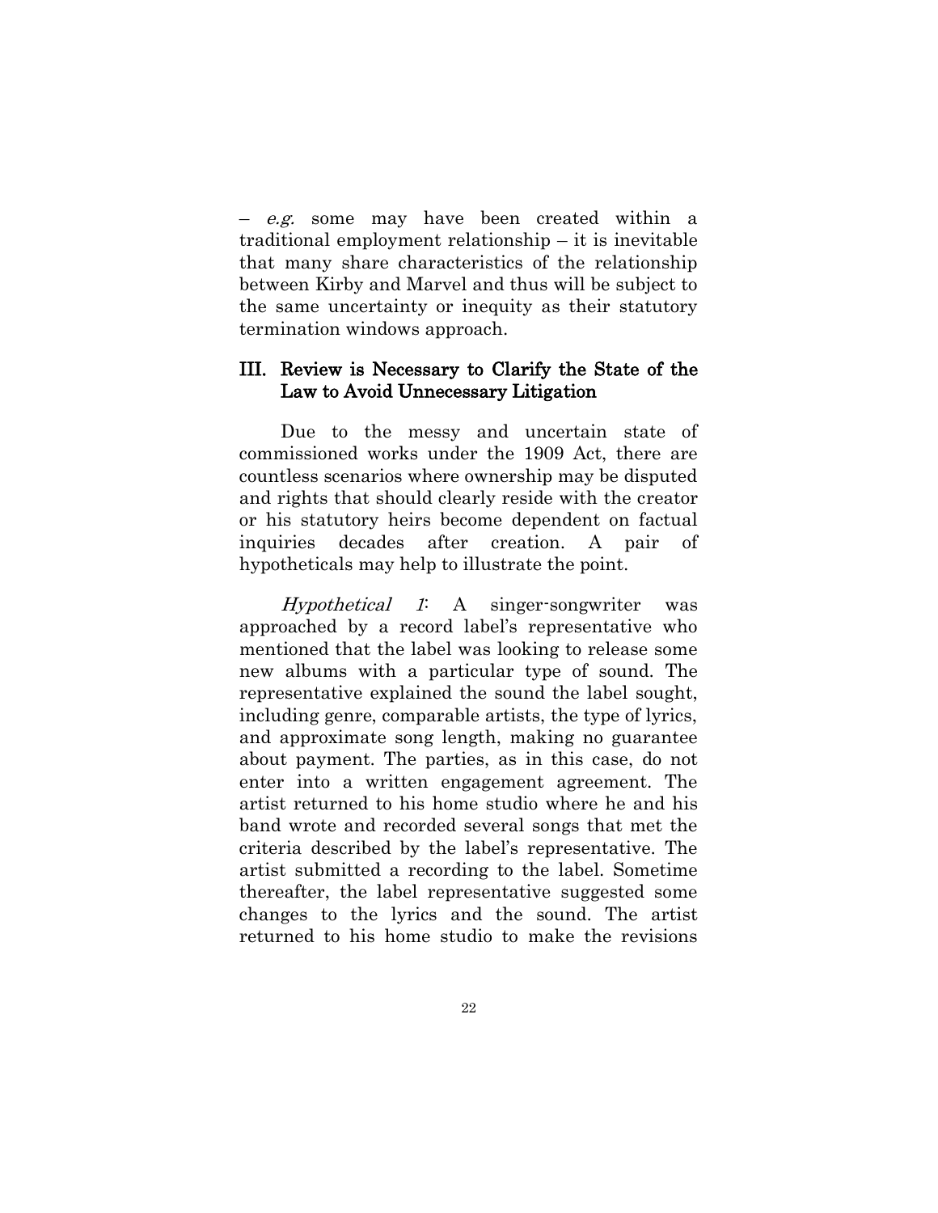– *e.g.* some may have been created within a traditional employment relationship – it is inevitable that many share characteristics of the relationship between Kirby and Marvel and thus will be subject to the same uncertainty or inequity as their statutory termination windows approach.

## III. Review is Necessary to Clarify the State of the Law to Avoid Unnecessary Litigation

Due to the messy and uncertain state of commissioned works under the 1909 Act, there are countless scenarios where ownership may be disputed and rights that should clearly reside with the creator or his statutory heirs become dependent on factual inquiries decades after creation. A pair of hypotheticals may help to illustrate the point.

*Hypothetical 1*: A singer-songwriter was approached by a record label's representative who mentioned that the label was looking to release some new albums with a particular type of sound. The representative explained the sound the label sought, including genre, comparable artists, the type of lyrics, and approximate song length, making no guarantee about payment. The parties, as in this case, do not enter into a written engagement agreement. The artist returned to his home studio where he and his band wrote and recorded several songs that met the criteria described by the label's representative. The artist submitted a recording to the label. Sometime thereafter, the label representative suggested some changes to the lyrics and the sound. The artist returned to his home studio to make the revisions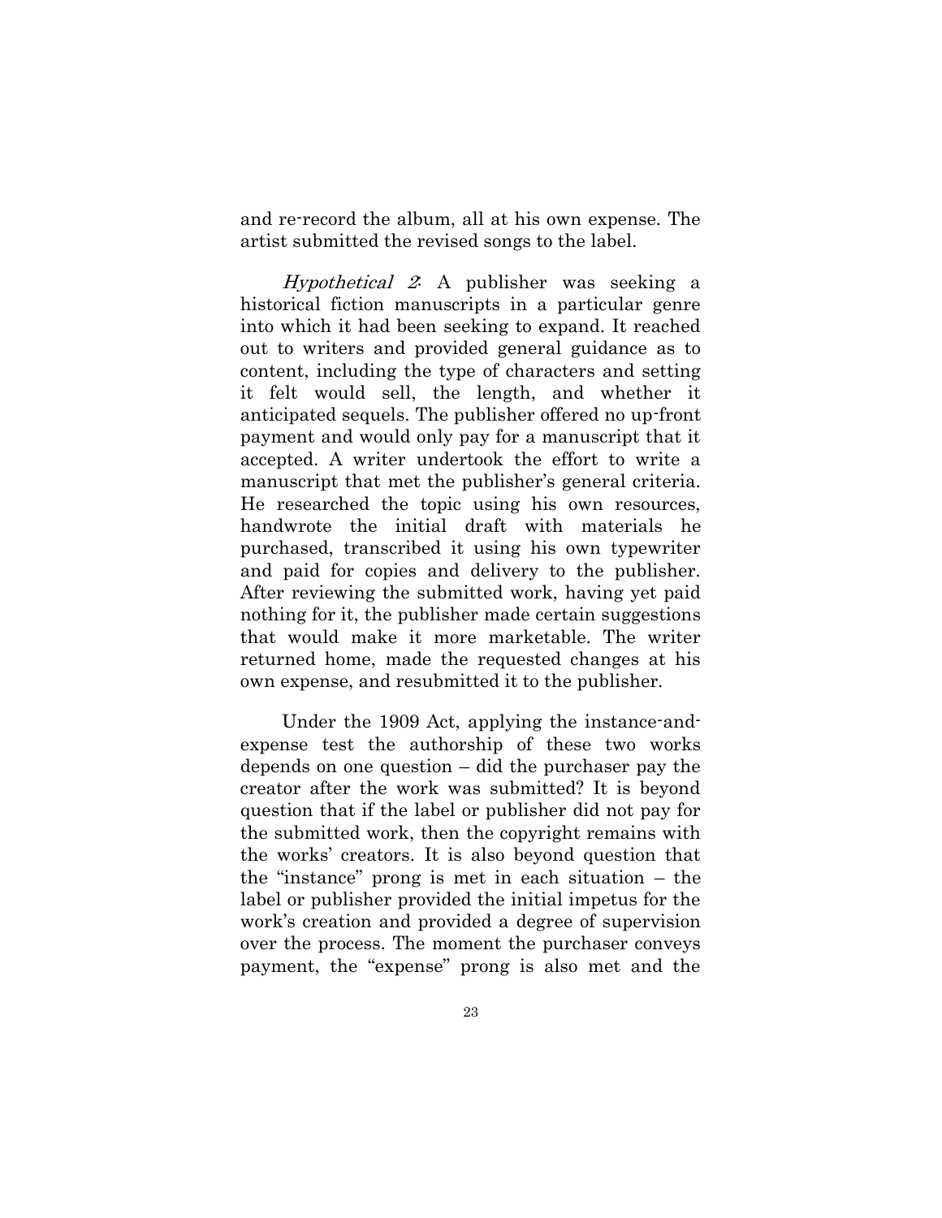and re-record the album, all at his own expense. The artist submitted the revised songs to the label.

*Hypothetical 2*: A publisher was seeking a historical fiction manuscripts in a particular genre into which it had been seeking to expand. It reached out to writers and provided general guidance as to content, including the type of characters and setting it felt would sell, the length, and whether it anticipated sequels. The publisher offered no up-front payment and would only pay for a manuscript that it accepted. A writer undertook the effort to write a manuscript that met the publisher's general criteria. He researched the topic using his own resources, handwrote the initial draft with materials he purchased, transcribed it using his own typewriter and paid for copies and delivery to the publisher. After reviewing the submitted work, having yet paid nothing for it, the publisher made certain suggestions that would make it more marketable. The writer returned home, made the requested changes at his own expense, and resubmitted it to the publisher.

Under the 1909 Act, applying the instance-and-expense test the authorship of these two works depends on one question – did the purchaser pay the creator after the work was submitted? It is beyond question that if the label or publisher did not pay for the submitted work, then the copyright remains with the works' creators. It is also beyond question that the "instance" prong is met in each situation – the label or publisher provided the initial impetus for the work's creation and provided a degree of supervision over the process. The moment the purchaser conveys payment, the "expense" prong is also met and the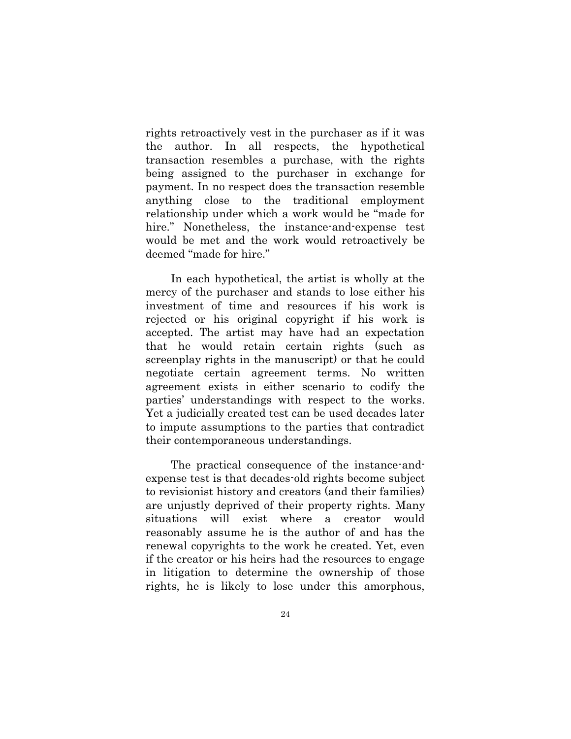rights retroactively vest in the purchaser as if it was the author. In all respects, the hypothetical transaction resembles a purchase, with the rights being assigned to the purchaser in exchange for payment. In no respect does the transaction resemble anything close to the traditional employment relationship under which a work would be "made for hire." Nonetheless, the instance-and-expense test would be met and the work would retroactively be deemed "made for hire."

In each hypothetical, the artist is wholly at the mercy of the purchaser and stands to lose either his investment of time and resources if his work is rejected or his original copyright if his work is accepted. The artist may have had an expectation that he would retain certain rights (such as screenplay rights in the manuscript) or that he could negotiate certain agreement terms. No written agreement exists in either scenario to codify the parties' understandings with respect to the works. Yet a judicially created test can be used decades later to impute assumptions to the parties that contradict their contemporaneous understandings.

The practical consequence of the instance-and-expense test is that decades-old rights become subject to revisionist history and creators (and their families) are unjustly deprived of their property rights. Many situations will exist where a creator would reasonably assume he is the author of and has the renewal copyrights to the work he created. Yet, even if the creator or his heirs had the resources to engage in litigation to determine the ownership of those rights, he is likely to lose under this amorphous,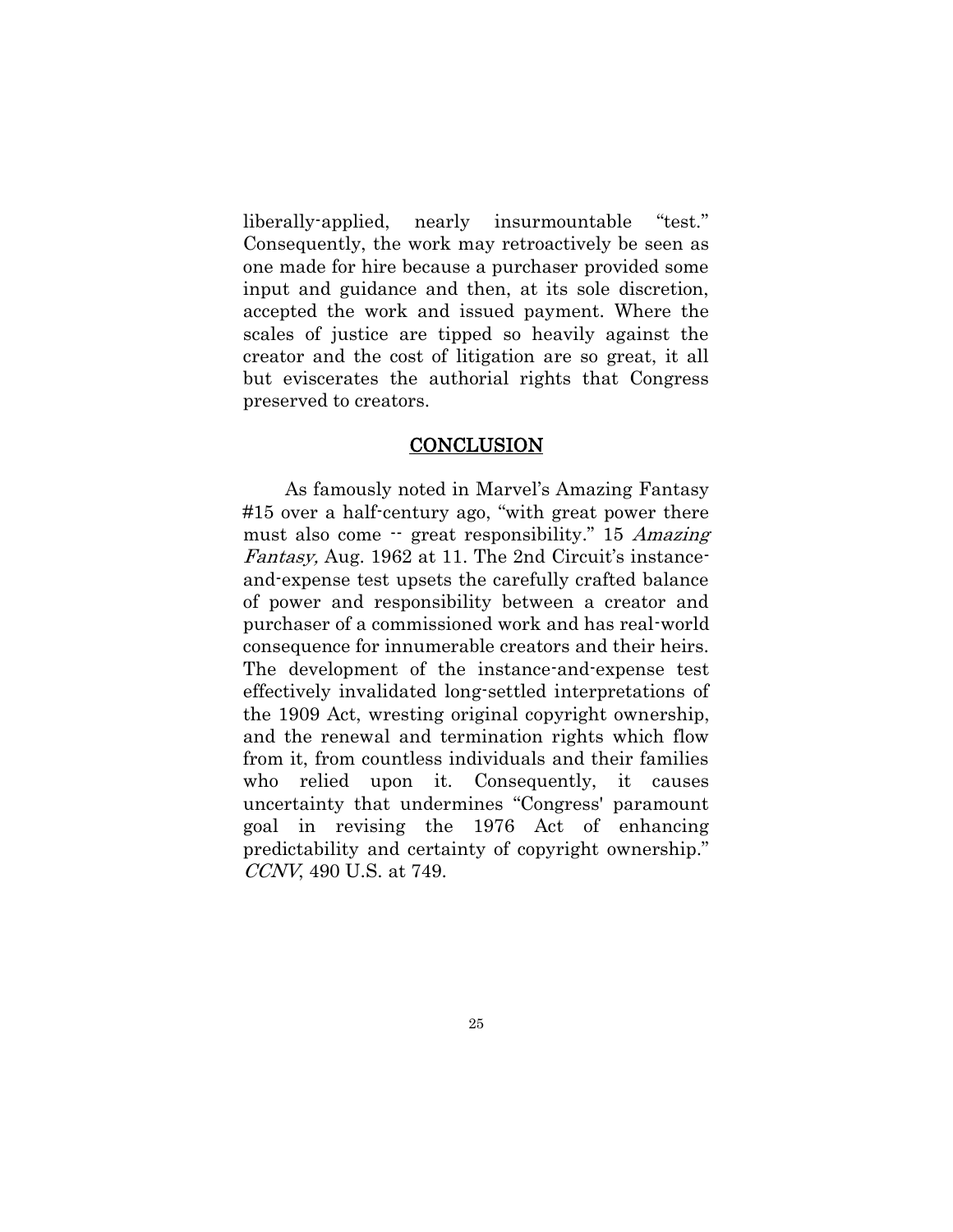liberally-applied, nearly insurmountable "test." Consequently, the work may retroactively be seen as one made for hire because a purchaser provided some input and guidance and then, at its sole discretion, accepted the work and issued payment. Where the scales of justice are tipped so heavily against the creator and the cost of litigation are so great, it all but eviscerates the authorial rights that Congress preserved to creators.

## CONCLUSION

As famously noted in Marvel's Amazing Fantasy #15 over a half-century ago, "with great power there must also come -- great responsibility." 15 *Amazing Fantasy,* Aug. 1962 at 11. The 2nd Circuit's instance-and-expense test upsets the carefully crafted balance of power and responsibility between a creator and purchaser of a commissioned work and has real-world consequence for innumerable creators and their heirs. The development of the instance-and-expense test effectively invalidated long-settled interpretations of the 1909 Act, wresting original copyright ownership, and the renewal and termination rights which flow from it, from countless individuals and their families who relied upon it. Consequently, it causes uncertainty that undermines "Congress' paramount goal in revising the 1976 Act of enhancing predictability and certainty of copyright ownership." *CCNV*, 490 U.S. at 749.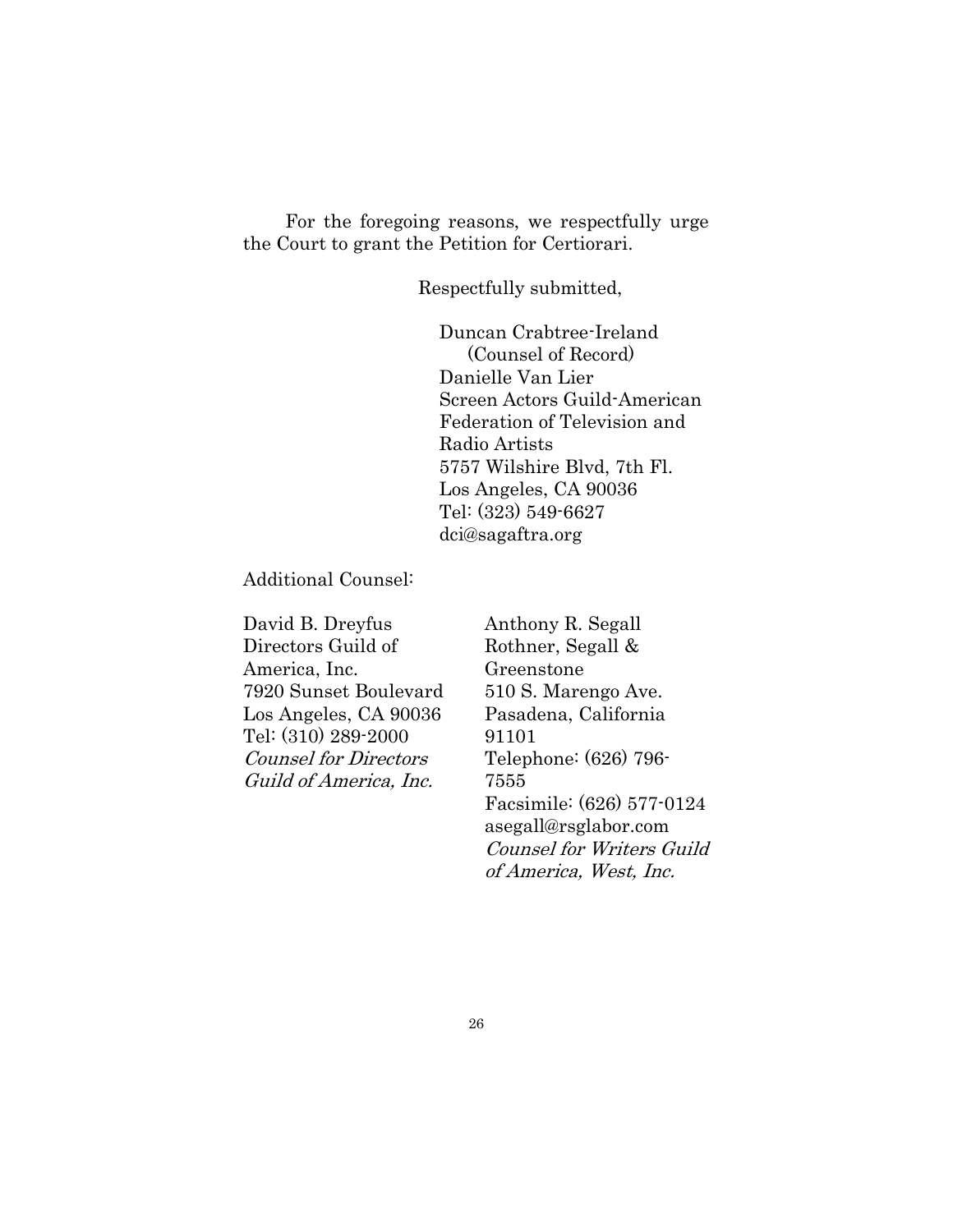For the foregoing reasons, we respectfully urge the Court to grant the Petition for Certiorari.

Respectfully submitted,

Duncan Crabtree-Ireland
(Counsel of Record)
Danielle Van Lier
Screen Actors Guild-American Federation of Television and Radio Artists
5757 Wilshire Blvd, 7th Fl.
Los Angeles, CA 90036
Tel: (323) 549-6627
dci@sagaftra.org

Additional Counsel:

David B. Dreyfus
Directors Guild of America, Inc.
7920 Sunset Boulevard
Los Angeles, CA 90036
Tel: (310) 289-2000
*Counsel for Directors Guild of America, Inc.*

Anthony R. Segall
Rothner, Segall & Greenstone
510 S. Marengo Ave.
Pasadena, California 91101
Telephone: (626) 796-7555
Facsimile: (626) 577-0124
asegall@rsglabor.com
*Counsel for Writers Guild of America, West, Inc.*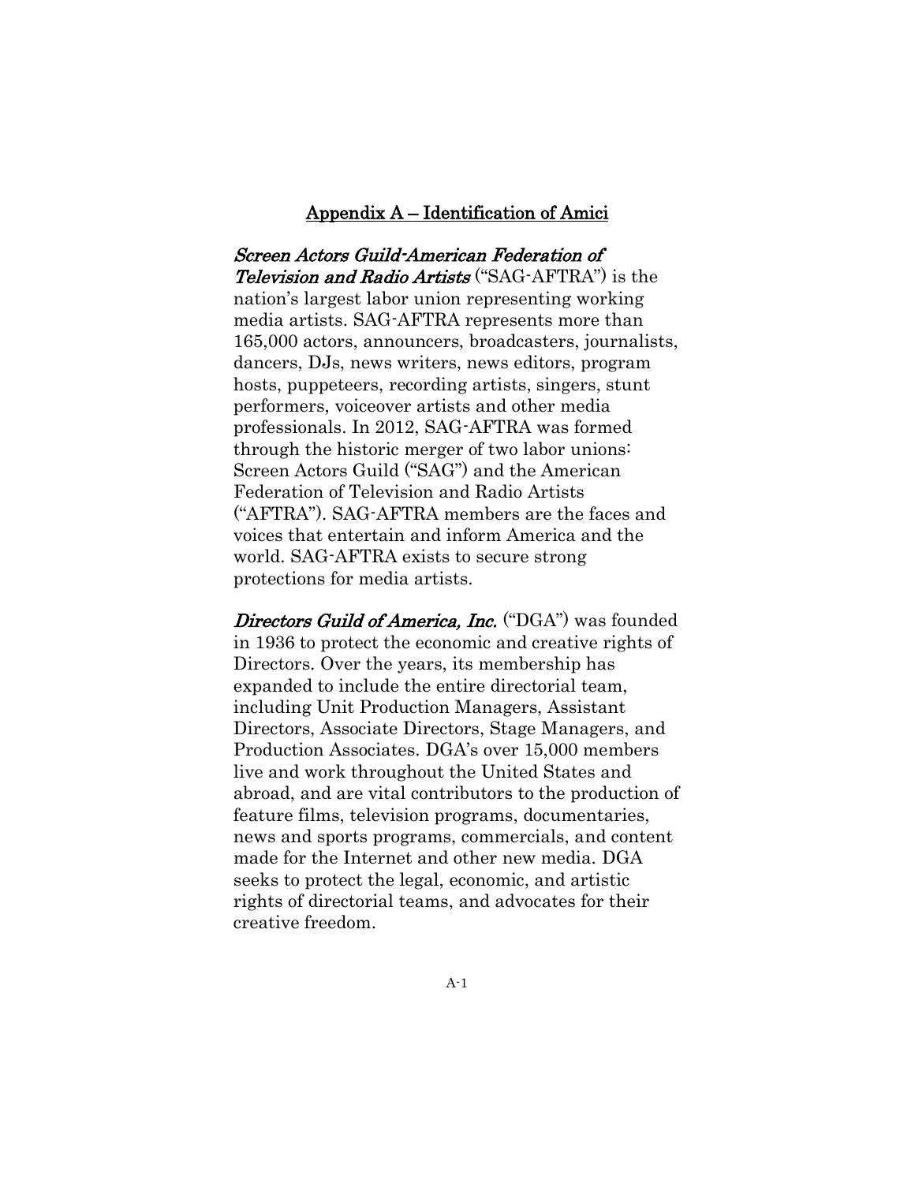## Appendix A – Identification of Amici

***Screen Actors Guild-American Federation of Television and Radio Artists*** ("SAG-AFTRA") is the nation's largest labor union representing working media artists. SAG-AFTRA represents more than 165,000 actors, announcers, broadcasters, journalists, dancers, DJs, news writers, news editors, program hosts, puppeteers, recording artists, singers, stunt performers, voiceover artists and other media professionals. In 2012, SAG-AFTRA was formed through the historic merger of two labor unions: Screen Actors Guild ("SAG") and the American Federation of Television and Radio Artists ("AFTRA"). SAG-AFTRA members are the faces and voices that entertain and inform America and the world. SAG-AFTRA exists to secure strong protections for media artists.

***Directors Guild of America, Inc.*** ("DGA") was founded in 1936 to protect the economic and creative rights of Directors. Over the years, its membership has expanded to include the entire directorial team, including Unit Production Managers, Assistant Directors, Associate Directors, Stage Managers, and Production Associates. DGA's over 15,000 members live and work throughout the United States and abroad, and are vital contributors to the production of feature films, television programs, documentaries, news and sports programs, commercials, and content made for the Internet and other new media. DGA seeks to protect the legal, economic, and artistic rights of directorial teams, and advocates for their creative freedom.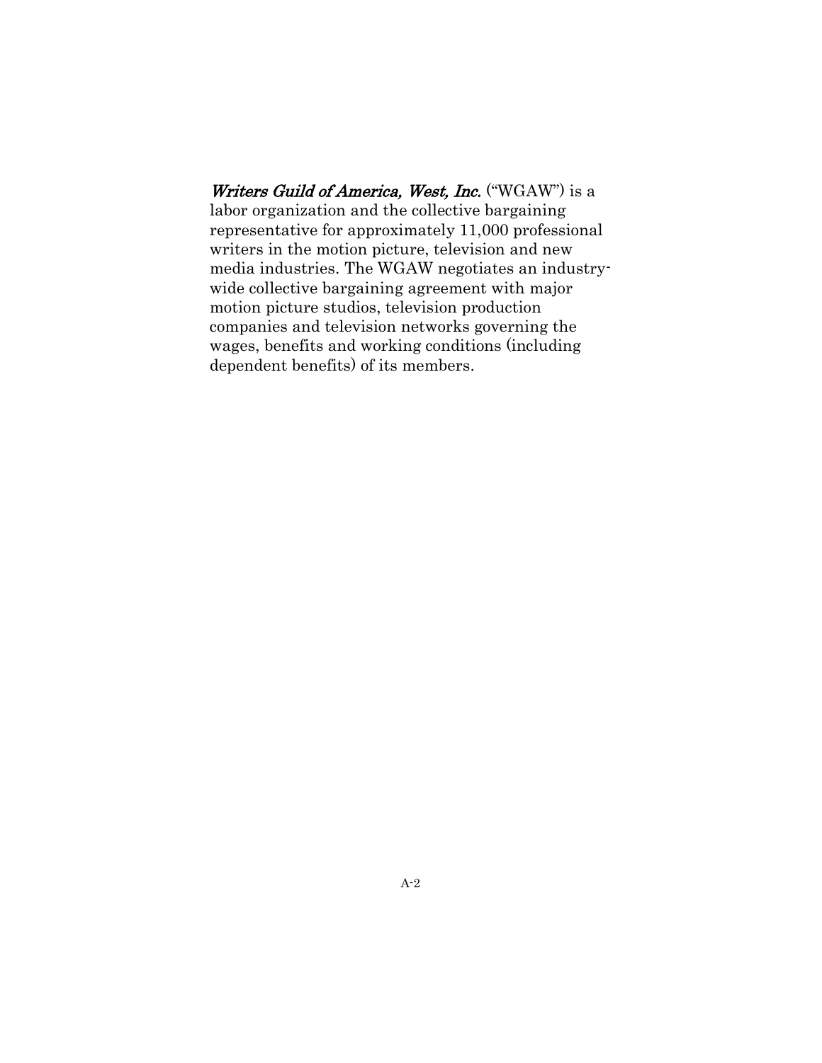*Writers Guild of America, West, Inc.* ("WGAW") is a labor organization and the collective bargaining representative for approximately 11,000 professional writers in the motion picture, television and new media industries. The WGAW negotiates an industry-wide collective bargaining agreement with major motion picture studios, television production companies and television networks governing the wages, benefits and working conditions (including dependent benefits) of its members.